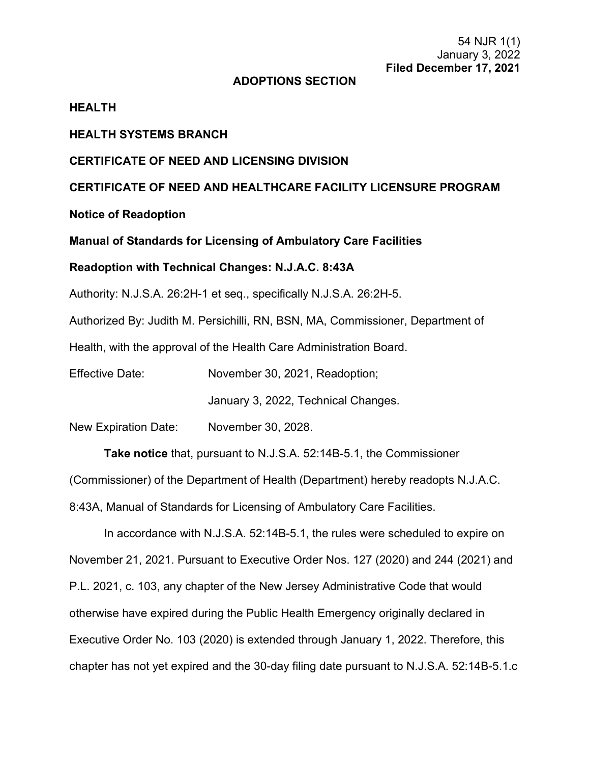54 NJR 1(1)
January 3, 2022
**Filed December 17, 2021**

**ADOPTIONS SECTION**

**HEALTH**

**HEALTH SYSTEMS BRANCH**

**CERTIFICATE OF NEED AND LICENSING DIVISION**

**CERTIFICATE OF NEED AND HEALTHCARE FACILITY LICENSURE PROGRAM**

**Notice of Readoption**

**Manual of Standards for Licensing of Ambulatory Care Facilities**

**Readoption with Technical Changes: N.J.A.C. 8:43A**

Authority: N.J.S.A. 26:2H-1 et seq., specifically N.J.S.A. 26:2H-5.

Authorized By: Judith M. Persichilli, RN, BSN, MA, Commissioner, Department of Health, with the approval of the Health Care Administration Board.

Effective Date: November 30, 2021, Readoption;

January 3, 2022, Technical Changes.

New Expiration Date: November 30, 2028.

**Take notice** that, pursuant to N.J.S.A. 52:14B-5.1, the Commissioner (Commissioner) of the Department of Health (Department) hereby readopts N.J.A.C. 8:43A, Manual of Standards for Licensing of Ambulatory Care Facilities.

In accordance with N.J.S.A. 52:14B-5.1, the rules were scheduled to expire on November 21, 2021. Pursuant to Executive Order Nos. 127 (2020) and 244 (2021) and P.L. 2021, c. 103, any chapter of the New Jersey Administrative Code that would otherwise have expired during the Public Health Emergency originally declared in Executive Order No. 103 (2020) is extended through January 1, 2022. Therefore, this chapter has not yet expired and the 30-day filing date pursuant to N.J.S.A. 52:14B-5.1.c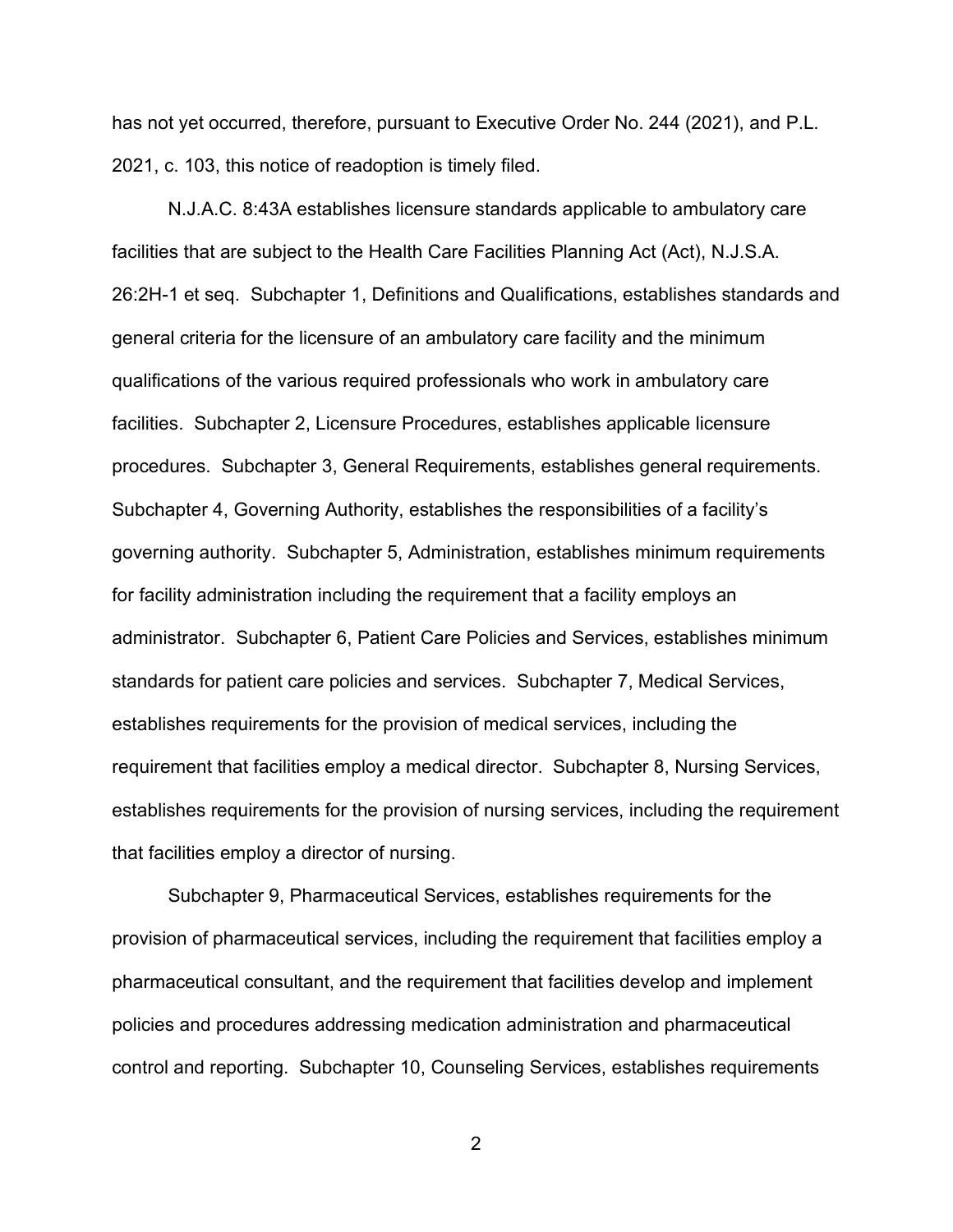has not yet occurred, therefore, pursuant to Executive Order No. 244 (2021), and P.L. 2021, c. 103, this notice of readoption is timely filed.

N.J.A.C. 8:43A establishes licensure standards applicable to ambulatory care facilities that are subject to the Health Care Facilities Planning Act (Act), N.J.S.A. 26:2H-1 et seq. Subchapter 1, Definitions and Qualifications, establishes standards and general criteria for the licensure of an ambulatory care facility and the minimum qualifications of the various required professionals who work in ambulatory care facilities. Subchapter 2, Licensure Procedures, establishes applicable licensure procedures. Subchapter 3, General Requirements, establishes general requirements. Subchapter 4, Governing Authority, establishes the responsibilities of a facility's governing authority. Subchapter 5, Administration, establishes minimum requirements for facility administration including the requirement that a facility employs an administrator. Subchapter 6, Patient Care Policies and Services, establishes minimum standards for patient care policies and services. Subchapter 7, Medical Services, establishes requirements for the provision of medical services, including the requirement that facilities employ a medical director. Subchapter 8, Nursing Services, establishes requirements for the provision of nursing services, including the requirement that facilities employ a director of nursing.

Subchapter 9, Pharmaceutical Services, establishes requirements for the provision of pharmaceutical services, including the requirement that facilities employ a pharmaceutical consultant, and the requirement that facilities develop and implement policies and procedures addressing medication administration and pharmaceutical control and reporting. Subchapter 10, Counseling Services, establishes requirements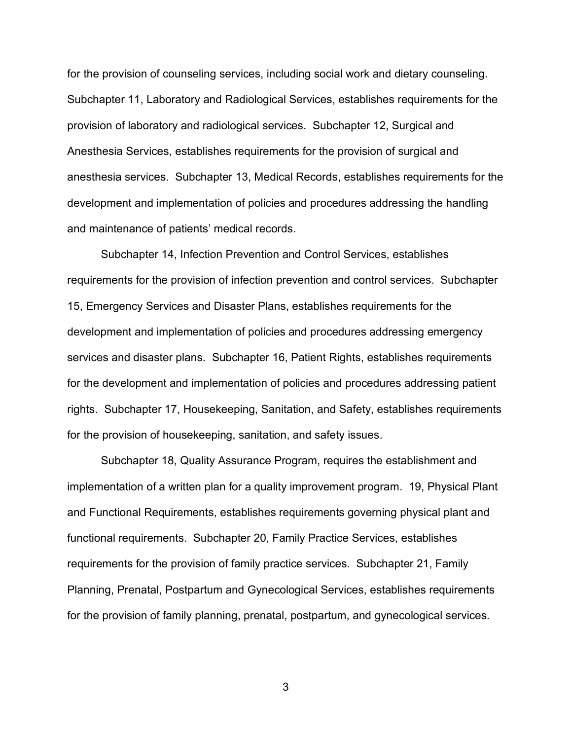for the provision of counseling services, including social work and dietary counseling. Subchapter 11, Laboratory and Radiological Services, establishes requirements for the provision of laboratory and radiological services. Subchapter 12, Surgical and Anesthesia Services, establishes requirements for the provision of surgical and anesthesia services. Subchapter 13, Medical Records, establishes requirements for the development and implementation of policies and procedures addressing the handling and maintenance of patients' medical records.

Subchapter 14, Infection Prevention and Control Services, establishes requirements for the provision of infection prevention and control services. Subchapter 15, Emergency Services and Disaster Plans, establishes requirements for the development and implementation of policies and procedures addressing emergency services and disaster plans. Subchapter 16, Patient Rights, establishes requirements for the development and implementation of policies and procedures addressing patient rights. Subchapter 17, Housekeeping, Sanitation, and Safety, establishes requirements for the provision of housekeeping, sanitation, and safety issues.

Subchapter 18, Quality Assurance Program, requires the establishment and implementation of a written plan for a quality improvement program. 19, Physical Plant and Functional Requirements, establishes requirements governing physical plant and functional requirements. Subchapter 20, Family Practice Services, establishes requirements for the provision of family practice services. Subchapter 21, Family Planning, Prenatal, Postpartum and Gynecological Services, establishes requirements for the provision of family planning, prenatal, postpartum, and gynecological services.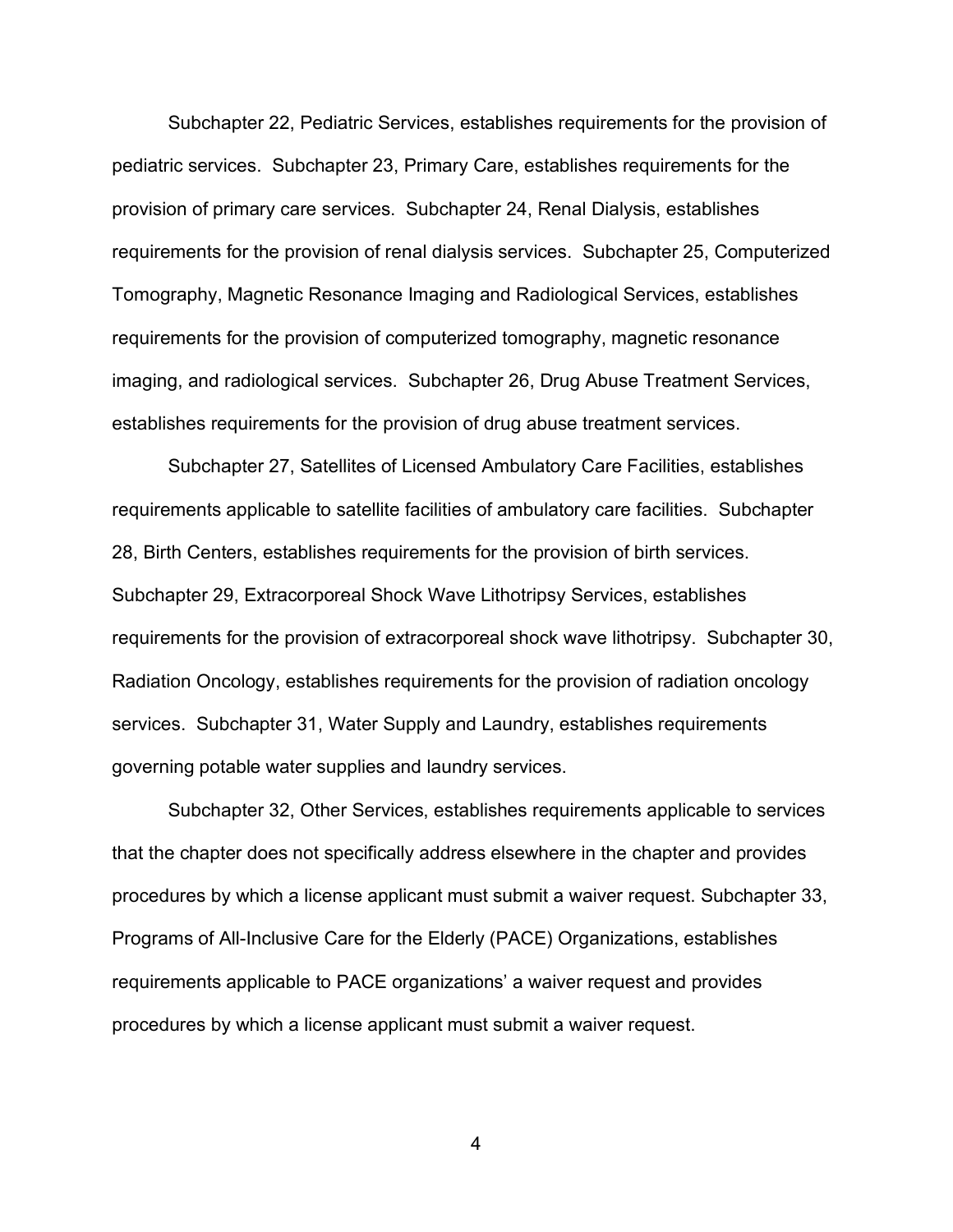Subchapter 22, Pediatric Services, establishes requirements for the provision of pediatric services. Subchapter 23, Primary Care, establishes requirements for the provision of primary care services. Subchapter 24, Renal Dialysis, establishes requirements for the provision of renal dialysis services. Subchapter 25, Computerized Tomography, Magnetic Resonance Imaging and Radiological Services, establishes requirements for the provision of computerized tomography, magnetic resonance imaging, and radiological services. Subchapter 26, Drug Abuse Treatment Services, establishes requirements for the provision of drug abuse treatment services.

Subchapter 27, Satellites of Licensed Ambulatory Care Facilities, establishes requirements applicable to satellite facilities of ambulatory care facilities. Subchapter 28, Birth Centers, establishes requirements for the provision of birth services. Subchapter 29, Extracorporeal Shock Wave Lithotripsy Services, establishes requirements for the provision of extracorporeal shock wave lithotripsy. Subchapter 30, Radiation Oncology, establishes requirements for the provision of radiation oncology services. Subchapter 31, Water Supply and Laundry, establishes requirements governing potable water supplies and laundry services.

Subchapter 32, Other Services, establishes requirements applicable to services that the chapter does not specifically address elsewhere in the chapter and provides procedures by which a license applicant must submit a waiver request. Subchapter 33, Programs of All-Inclusive Care for the Elderly (PACE) Organizations, establishes requirements applicable to PACE organizations' a waiver request and provides procedures by which a license applicant must submit a waiver request.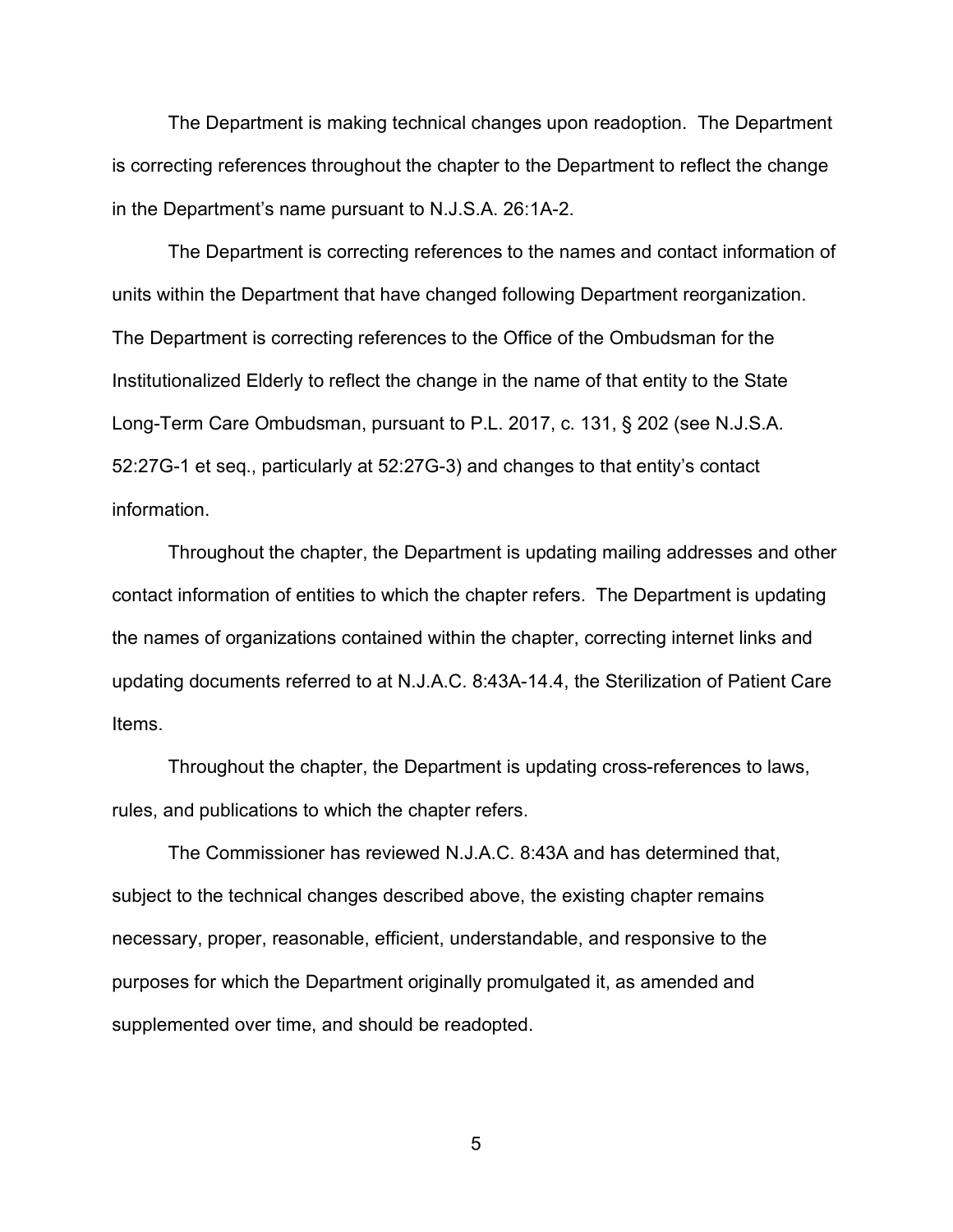The Department is making technical changes upon readoption. The Department is correcting references throughout the chapter to the Department to reflect the change in the Department's name pursuant to N.J.S.A. 26:1A-2.

The Department is correcting references to the names and contact information of units within the Department that have changed following Department reorganization. The Department is correcting references to the Office of the Ombudsman for the Institutionalized Elderly to reflect the change in the name of that entity to the State Long-Term Care Ombudsman, pursuant to P.L. 2017, c. 131, § 202 (see N.J.S.A. 52:27G-1 et seq., particularly at 52:27G-3) and changes to that entity's contact information.

Throughout the chapter, the Department is updating mailing addresses and other contact information of entities to which the chapter refers. The Department is updating the names of organizations contained within the chapter, correcting internet links and updating documents referred to at N.J.A.C. 8:43A-14.4, the Sterilization of Patient Care Items.

Throughout the chapter, the Department is updating cross-references to laws, rules, and publications to which the chapter refers.

The Commissioner has reviewed N.J.A.C. 8:43A and has determined that, subject to the technical changes described above, the existing chapter remains necessary, proper, reasonable, efficient, understandable, and responsive to the purposes for which the Department originally promulgated it, as amended and supplemented over time, and should be readopted.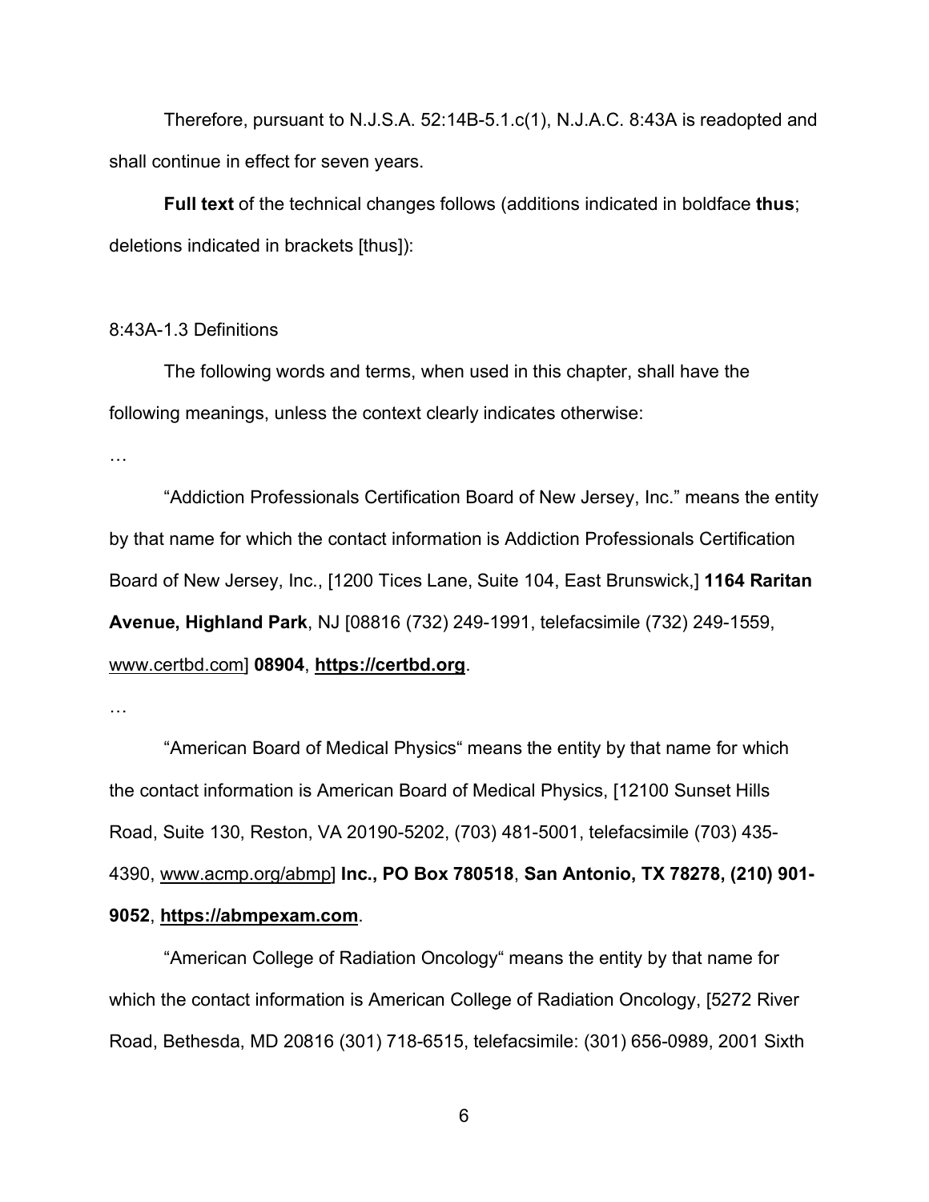Therefore, pursuant to N.J.S.A. 52:14B-5.1.c(1), N.J.A.C. 8:43A is readopted and shall continue in effect for seven years.

**Full text** of the technical changes follows (additions indicated in boldface **thus**; deletions indicated in brackets [thus]):

8:43A-1.3 Definitions

The following words and terms, when used in this chapter, shall have the following meanings, unless the context clearly indicates otherwise:

…

"Addiction Professionals Certification Board of New Jersey, Inc." means the entity by that name for which the contact information is Addiction Professionals Certification Board of New Jersey, Inc., [1200 Tices Lane, Suite 104, East Brunswick,] **1164 Raritan Avenue, Highland Park**, NJ [08816 (732) 249-1991, telefacsimile (732) 249-1559, www.certbd.com] **08904**, **https://certbd.org**.

…

"American Board of Medical Physics" means the entity by that name for which the contact information is American Board of Medical Physics, [12100 Sunset Hills Road, Suite 130, Reston, VA 20190-5202, (703) 481-5001, telefacsimile (703) 435-4390, www.acmp.org/abmp] **Inc., PO Box 780518**, **San Antonio, TX 78278, (210) 901-9052**, **https://abmpexam.com**.

"American College of Radiation Oncology" means the entity by that name for which the contact information is American College of Radiation Oncology, [5272 River Road, Bethesda, MD 20816 (301) 718-6515, telefacsimile: (301) 656-0989, 2001 Sixth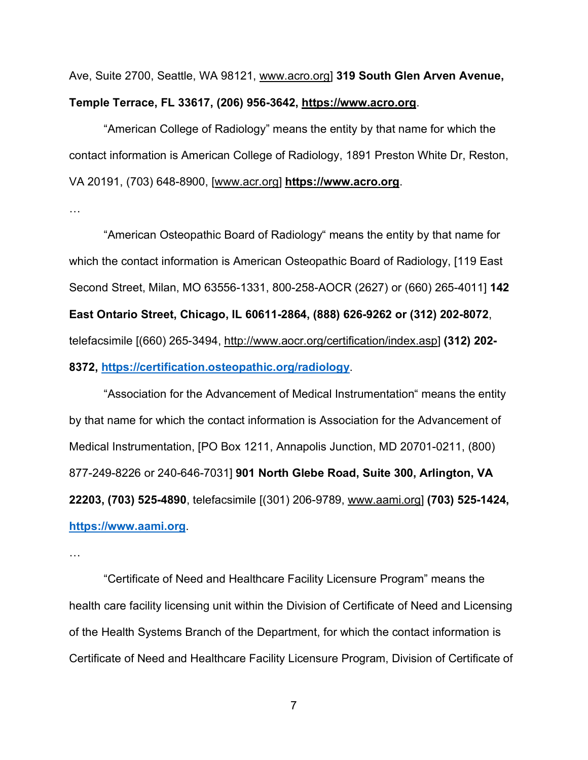Ave, Suite 2700, Seattle, WA 98121, www.acro.org] **319 South Glen Arven Avenue, Temple Terrace, FL 33617, (206) 956-3642, https://www.acro.org**.

"American College of Radiology" means the entity by that name for which the contact information is American College of Radiology, 1891 Preston White Dr, Reston, VA 20191, (703) 648-8900, [www.acr.org] **https://www.acro.org**.

…

"American Osteopathic Board of Radiology" means the entity by that name for which the contact information is American Osteopathic Board of Radiology, [119 East Second Street, Milan, MO 63556-1331, 800-258-AOCR (2627) or (660) 265-4011] **142 East Ontario Street, Chicago, IL 60611-2864, (888) 626-9262 or (312) 202-8072**, telefacsimile [(660) 265-3494, http://www.aocr.org/certification/index.asp] **(312) 202-8372, https://certification.osteopathic.org/radiology**.

"Association for the Advancement of Medical Instrumentation" means the entity by that name for which the contact information is Association for the Advancement of Medical Instrumentation, [PO Box 1211, Annapolis Junction, MD 20701-0211, (800) 877-249-8226 or 240-646-7031] **901 North Glebe Road, Suite 300, Arlington, VA 22203, (703) 525-4890**, telefacsimile [(301) 206-9789, www.aami.org] **(703) 525-1424, https://www.aami.org**.

…

"Certificate of Need and Healthcare Facility Licensure Program" means the health care facility licensing unit within the Division of Certificate of Need and Licensing of the Health Systems Branch of the Department, for which the contact information is Certificate of Need and Healthcare Facility Licensure Program, Division of Certificate of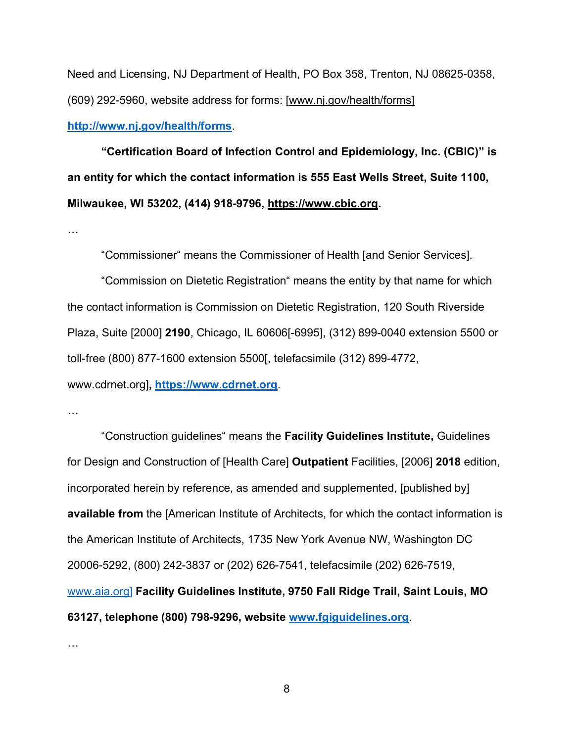Need and Licensing, NJ Department of Health, PO Box 358, Trenton, NJ 08625-0358, (609) 292-5960, website address for forms: [www.nj.gov/health/forms] **http://www.nj.gov/health/forms**.

**“Certification Board of Infection Control and Epidemiology, Inc. (CBIC)” is an entity for which the contact information is 555 East Wells Street, Suite 1100, Milwaukee, WI 53202, (414) 918-9796, https://www.cbic.org.**

…

“Commissioner“ means the Commissioner of Health [and Senior Services].

“Commission on Dietetic Registration“ means the entity by that name for which the contact information is Commission on Dietetic Registration, 120 South Riverside Plaza, Suite [2000] **2190**, Chicago, IL 60606[-6995], (312) 899-0040 extension 5500 or toll-free (800) 877-1600 extension 5500[, telefacsimile (312) 899-4772, www.cdrnet.org]**, https://www.cdrnet.org**.

…

“Construction guidelines“ means the **Facility Guidelines Institute,** Guidelines for Design and Construction of [Health Care] **Outpatient** Facilities, [2006] **2018** edition, incorporated herein by reference, as amended and supplemented, [published by] **available from** the [American Institute of Architects, for which the contact information is the American Institute of Architects, 1735 New York Avenue NW, Washington DC 20006-5292, (800) 242-3837 or (202) 626-7541, telefacsimile (202) 626-7519, www.aia.org] **Facility Guidelines Institute, 9750 Fall Ridge Trail, Saint Louis, MO 63127, telephone (800) 798-9296, website www.fgiguidelines.org**.

…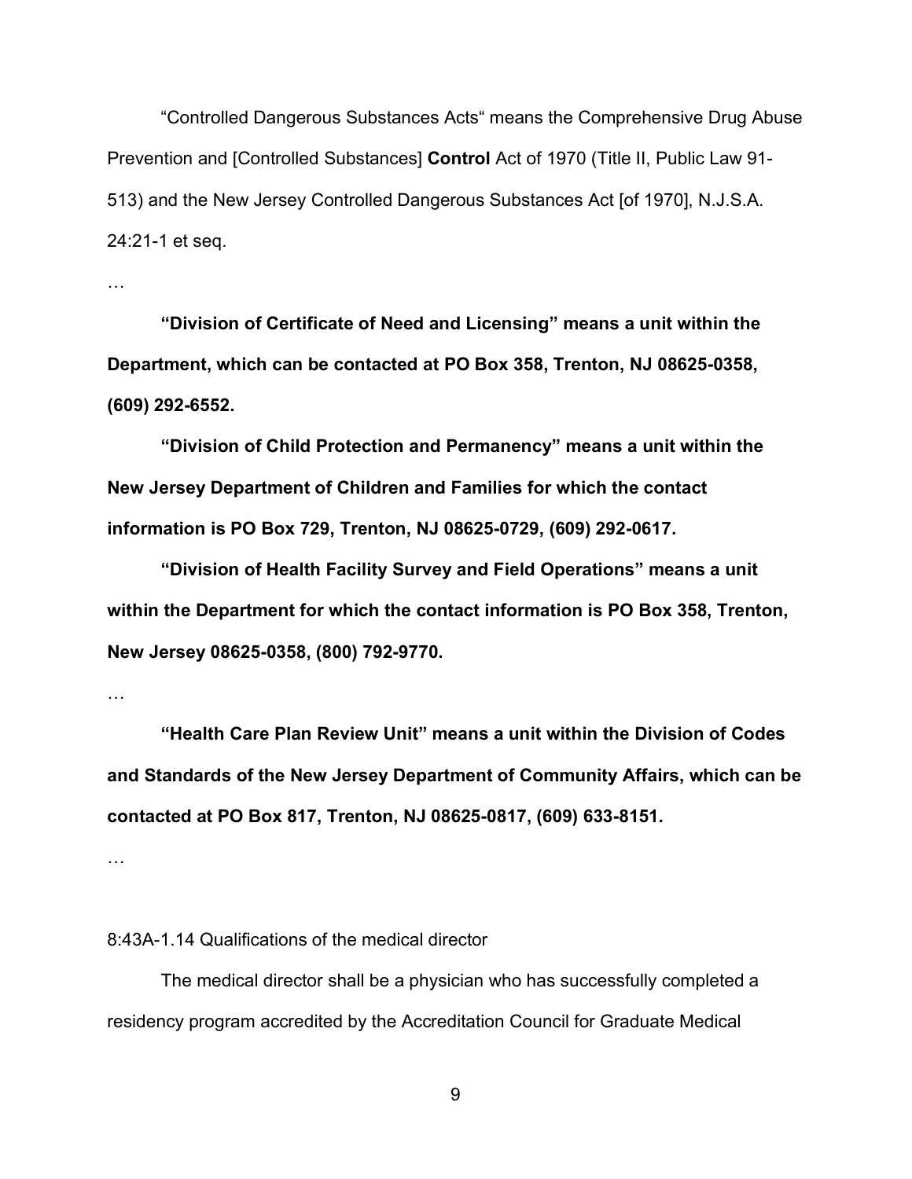"Controlled Dangerous Substances Acts" means the Comprehensive Drug Abuse Prevention and [Controlled Substances] **Control** Act of 1970 (Title II, Public Law 91-513) and the New Jersey Controlled Dangerous Substances Act [of 1970], N.J.S.A. 24:21-1 et seq.

…

**"Division of Certificate of Need and Licensing" means a unit within the Department, which can be contacted at PO Box 358, Trenton, NJ 08625-0358, (609) 292-6552.**

**"Division of Child Protection and Permanency" means a unit within the New Jersey Department of Children and Families for which the contact information is PO Box 729, Trenton, NJ 08625-0729, (609) 292-0617.**

**"Division of Health Facility Survey and Field Operations" means a unit within the Department for which the contact information is PO Box 358, Trenton, New Jersey 08625-0358, (800) 792-9770.**

…

**"Health Care Plan Review Unit" means a unit within the Division of Codes and Standards of the New Jersey Department of Community Affairs, which can be contacted at PO Box 817, Trenton, NJ 08625-0817, (609) 633-8151.**

…

8:43A-1.14 Qualifications of the medical director

The medical director shall be a physician who has successfully completed a residency program accredited by the Accreditation Council for Graduate Medical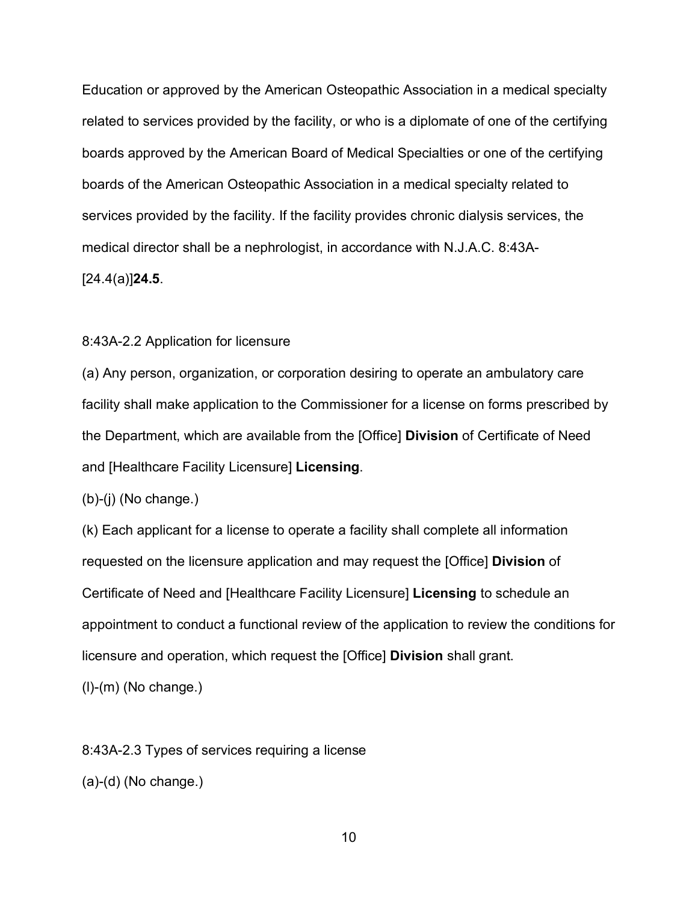Education or approved by the American Osteopathic Association in a medical specialty related to services provided by the facility, or who is a diplomate of one of the certifying boards approved by the American Board of Medical Specialties or one of the certifying boards of the American Osteopathic Association in a medical specialty related to services provided by the facility. If the facility provides chronic dialysis services, the medical director shall be a nephrologist, in accordance with N.J.A.C. 8:43A-[24.4(a)]**24.5**.

8:43A-2.2 Application for licensure

(a) Any person, organization, or corporation desiring to operate an ambulatory care facility shall make application to the Commissioner for a license on forms prescribed by the Department, which are available from the [Office] **Division** of Certificate of Need and [Healthcare Facility Licensure] **Licensing**.

(b)-(j) (No change.)

(k) Each applicant for a license to operate a facility shall complete all information requested on the licensure application and may request the [Office] **Division** of Certificate of Need and [Healthcare Facility Licensure] **Licensing** to schedule an appointment to conduct a functional review of the application to review the conditions for licensure and operation, which request the [Office] **Division** shall grant.

(l)-(m) (No change.)

8:43A-2.3 Types of services requiring a license

(a)-(d) (No change.)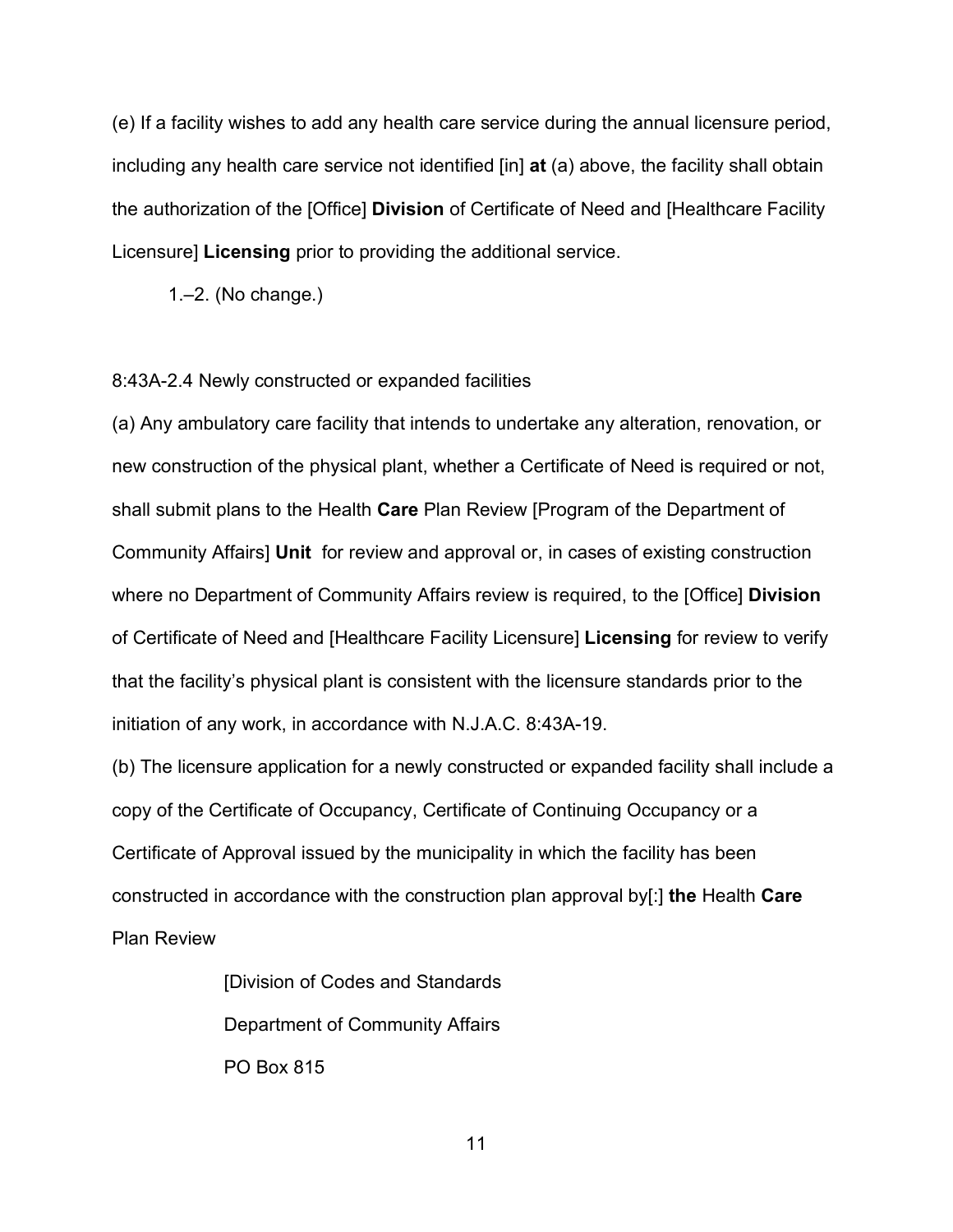(e) If a facility wishes to add any health care service during the annual licensure period, including any health care service not identified [in] **at** (a) above, the facility shall obtain the authorization of the [Office] **Division** of Certificate of Need and [Healthcare Facility Licensure] **Licensing** prior to providing the additional service.

1.–2. (No change.)

8:43A-2.4 Newly constructed or expanded facilities

(a) Any ambulatory care facility that intends to undertake any alteration, renovation, or new construction of the physical plant, whether a Certificate of Need is required or not, shall submit plans to the Health **Care** Plan Review [Program of the Department of Community Affairs] **Unit** for review and approval or, in cases of existing construction where no Department of Community Affairs review is required, to the [Office] **Division** of Certificate of Need and [Healthcare Facility Licensure] **Licensing** for review to verify that the facility's physical plant is consistent with the licensure standards prior to the initiation of any work, in accordance with N.J.A.C. 8:43A-19.

(b) The licensure application for a newly constructed or expanded facility shall include a copy of the Certificate of Occupancy, Certificate of Continuing Occupancy or a Certificate of Approval issued by the municipality in which the facility has been constructed in accordance with the construction plan approval by[:] **the** Health **Care** Plan Review

[Division of Codes and Standards
Department of Community Affairs
PO Box 815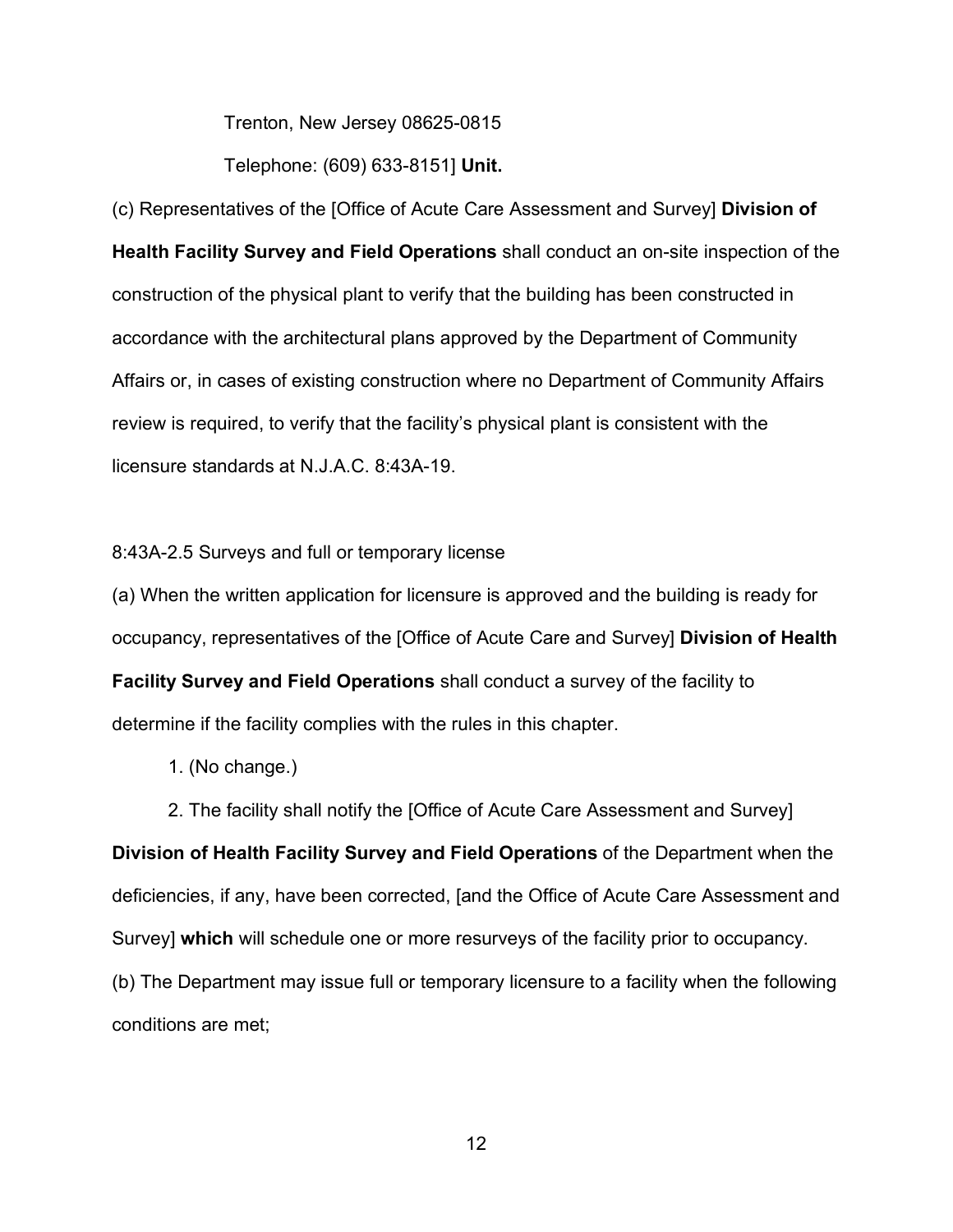Trenton, New Jersey 08625-0815

Telephone: (609) 633-8151] **Unit.**

(c) Representatives of the [Office of Acute Care Assessment and Survey] **Division of Health Facility Survey and Field Operations** shall conduct an on-site inspection of the construction of the physical plant to verify that the building has been constructed in accordance with the architectural plans approved by the Department of Community Affairs or, in cases of existing construction where no Department of Community Affairs review is required, to verify that the facility's physical plant is consistent with the licensure standards at N.J.A.C. 8:43A-19.

8:43A-2.5 Surveys and full or temporary license

(a) When the written application for licensure is approved and the building is ready for occupancy, representatives of the [Office of Acute Care and Survey] **Division of Health Facility Survey and Field Operations** shall conduct a survey of the facility to determine if the facility complies with the rules in this chapter.

1. (No change.)

2. The facility shall notify the [Office of Acute Care Assessment and Survey] **Division of Health Facility Survey and Field Operations** of the Department when the deficiencies, if any, have been corrected, [and the Office of Acute Care Assessment and Survey] **which** will schedule one or more resurveys of the facility prior to occupancy.

(b) The Department may issue full or temporary licensure to a facility when the following conditions are met;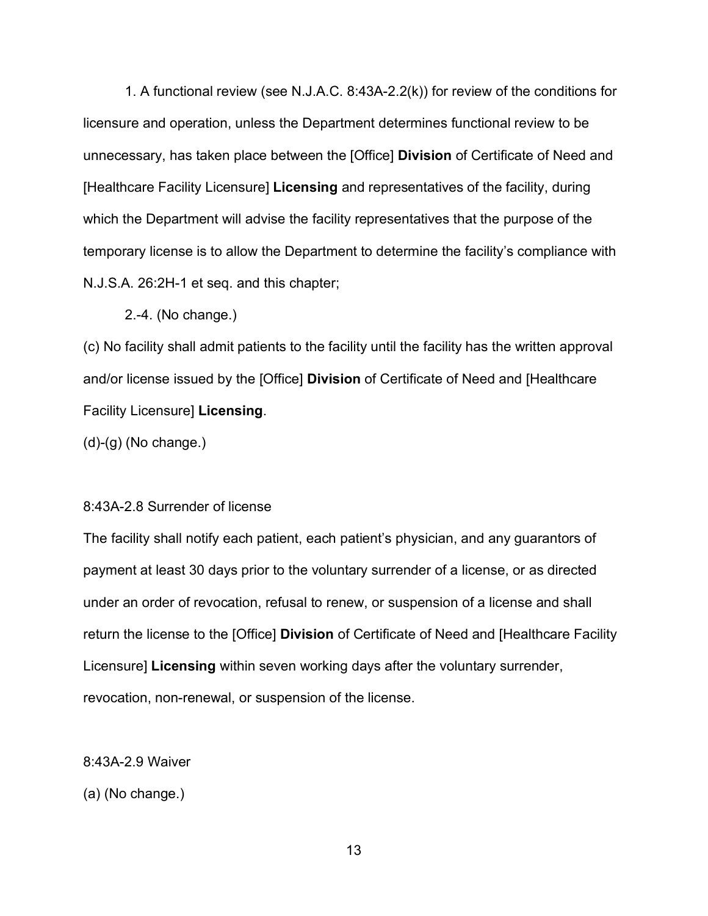1. A functional review (see N.J.A.C. 8:43A-2.2(k)) for review of the conditions for licensure and operation, unless the Department determines functional review to be unnecessary, has taken place between the [Office] **Division** of Certificate of Need and [Healthcare Facility Licensure] **Licensing** and representatives of the facility, during which the Department will advise the facility representatives that the purpose of the temporary license is to allow the Department to determine the facility's compliance with N.J.S.A. 26:2H-1 et seq. and this chapter;

2.-4. (No change.)

(c) No facility shall admit patients to the facility until the facility has the written approval and/or license issued by the [Office] **Division** of Certificate of Need and [Healthcare Facility Licensure] **Licensing**.

(d)-(g) (No change.)

8:43A-2.8 Surrender of license

The facility shall notify each patient, each patient's physician, and any guarantors of payment at least 30 days prior to the voluntary surrender of a license, or as directed under an order of revocation, refusal to renew, or suspension of a license and shall return the license to the [Office] **Division** of Certificate of Need and [Healthcare Facility Licensure] **Licensing** within seven working days after the voluntary surrender, revocation, non-renewal, or suspension of the license.

8:43A-2.9 Waiver

(a) (No change.)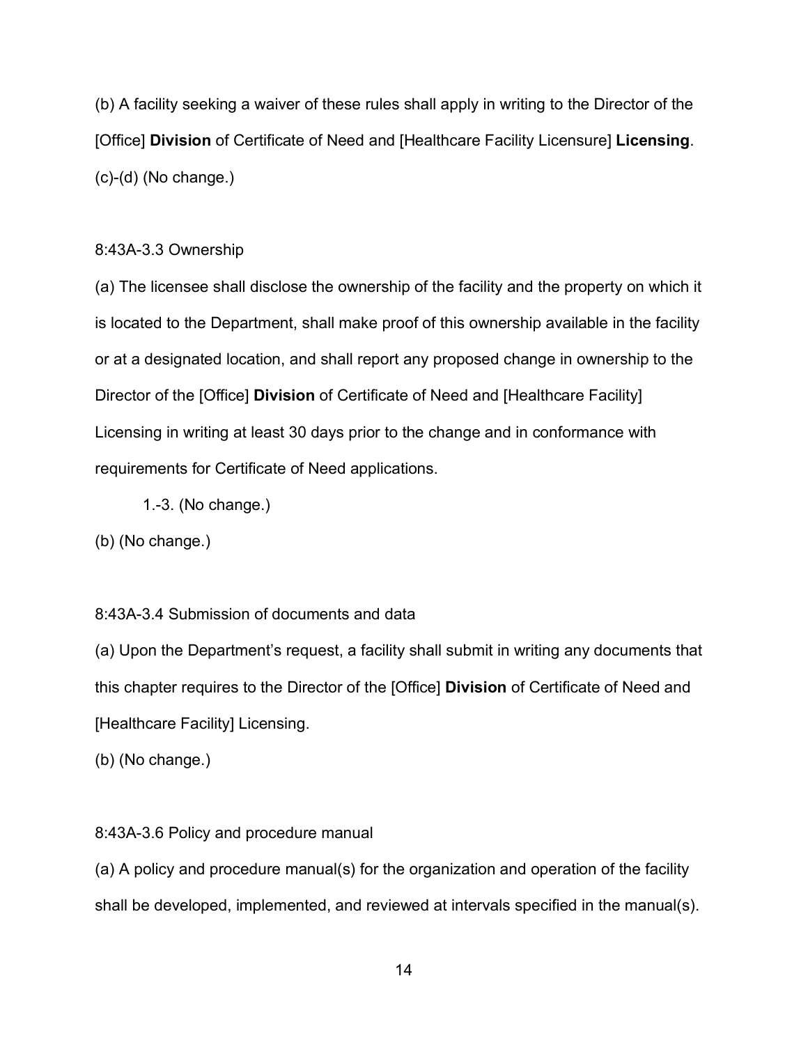(b) A facility seeking a waiver of these rules shall apply in writing to the Director of the [Office] **Division** of Certificate of Need and [Healthcare Facility Licensure] **Licensing**.

(c)-(d) (No change.)

8:43A-3.3 Ownership

(a) The licensee shall disclose the ownership of the facility and the property on which it is located to the Department, shall make proof of this ownership available in the facility or at a designated location, and shall report any proposed change in ownership to the Director of the [Office] **Division** of Certificate of Need and [Healthcare Facility] Licensing in writing at least 30 days prior to the change and in conformance with requirements for Certificate of Need applications.

1.-3. (No change.)

(b) (No change.)

8:43A-3.4 Submission of documents and data

(a) Upon the Department's request, a facility shall submit in writing any documents that this chapter requires to the Director of the [Office] **Division** of Certificate of Need and [Healthcare Facility] Licensing.

(b) (No change.)

8:43A-3.6 Policy and procedure manual

(a) A policy and procedure manual(s) for the organization and operation of the facility shall be developed, implemented, and reviewed at intervals specified in the manual(s).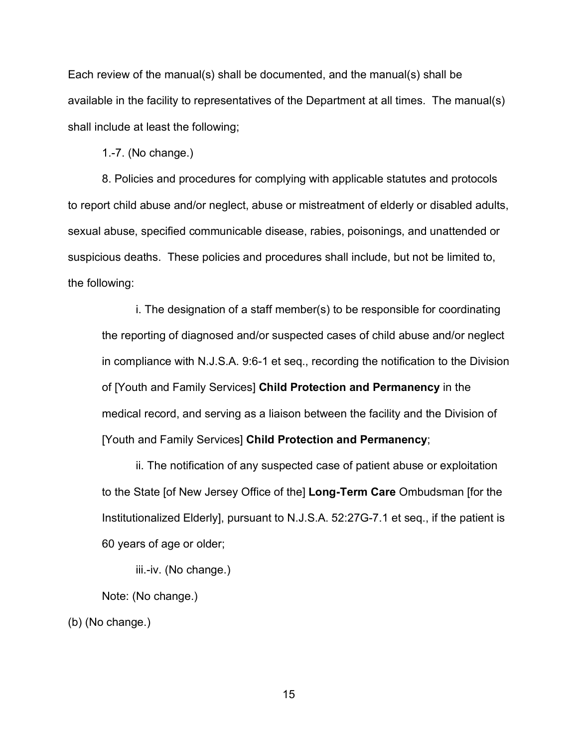Each review of the manual(s) shall be documented, and the manual(s) shall be available in the facility to representatives of the Department at all times. The manual(s) shall include at least the following;

1.-7. (No change.)

8. Policies and procedures for complying with applicable statutes and protocols to report child abuse and/or neglect, abuse or mistreatment of elderly or disabled adults, sexual abuse, specified communicable disease, rabies, poisonings, and unattended or suspicious deaths. These policies and procedures shall include, but not be limited to, the following:

i. The designation of a staff member(s) to be responsible for coordinating the reporting of diagnosed and/or suspected cases of child abuse and/or neglect in compliance with N.J.S.A. 9:6-1 et seq., recording the notification to the Division of [Youth and Family Services] **Child Protection and Permanency** in the medical record, and serving as a liaison between the facility and the Division of [Youth and Family Services] **Child Protection and Permanency**;

ii. The notification of any suspected case of patient abuse or exploitation to the State [of New Jersey Office of the] **Long-Term Care** Ombudsman [for the Institutionalized Elderly], pursuant to N.J.S.A. 52:27G-7.1 et seq., if the patient is 60 years of age or older;

iii.-iv. (No change.)

Note: (No change.)

(b) (No change.)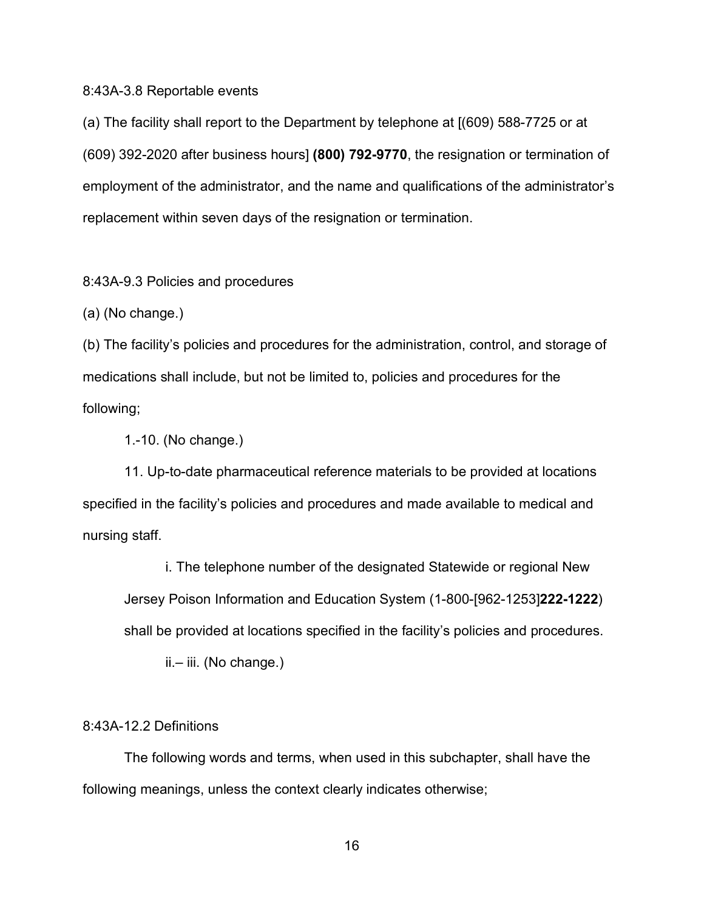8:43A-3.8 Reportable events

(a) The facility shall report to the Department by telephone at [(609) 588-7725 or at (609) 392-2020 after business hours] **(800) 792-9770**, the resignation or termination of employment of the administrator, and the name and qualifications of the administrator's replacement within seven days of the resignation or termination.

8:43A-9.3 Policies and procedures

(a) (No change.)

(b) The facility's policies and procedures for the administration, control, and storage of medications shall include, but not be limited to, policies and procedures for the following;

1.-10. (No change.)

11. Up-to-date pharmaceutical reference materials to be provided at locations specified in the facility's policies and procedures and made available to medical and nursing staff.

    i. The telephone number of the designated Statewide or regional New Jersey Poison Information and Education System (1-800-[962-1253]**222-1222**) shall be provided at locations specified in the facility's policies and procedures.

    ii.– iii. (No change.)

8:43A-12.2 Definitions

The following words and terms, when used in this subchapter, shall have the following meanings, unless the context clearly indicates otherwise;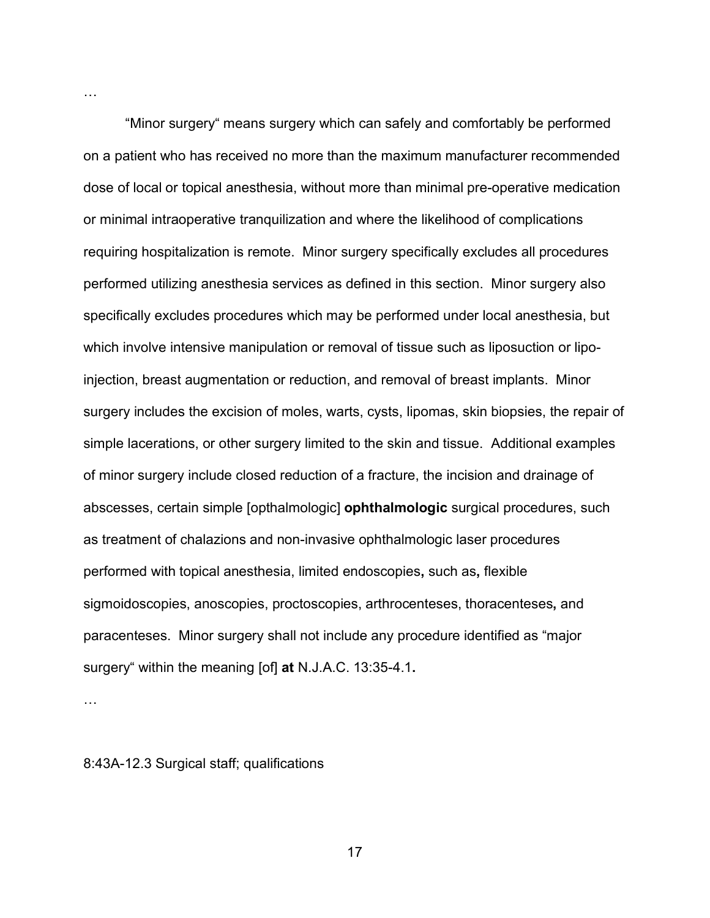…

"Minor surgery" means surgery which can safely and comfortably be performed on a patient who has received no more than the maximum manufacturer recommended dose of local or topical anesthesia, without more than minimal pre-operative medication or minimal intraoperative tranquilization and where the likelihood of complications requiring hospitalization is remote. Minor surgery specifically excludes all procedures performed utilizing anesthesia services as defined in this section. Minor surgery also specifically excludes procedures which may be performed under local anesthesia, but which involve intensive manipulation or removal of tissue such as liposuction or lipo-injection, breast augmentation or reduction, and removal of breast implants. Minor surgery includes the excision of moles, warts, cysts, lipomas, skin biopsies, the repair of simple lacerations, or other surgery limited to the skin and tissue. Additional examples of minor surgery include closed reduction of a fracture, the incision and drainage of abscesses, certain simple [opthalmologic] **ophthalmologic** surgical procedures, such as treatment of chalazions and non-invasive ophthalmologic laser procedures performed with topical anesthesia, limited endoscopies**,** such as**,** flexible sigmoidoscopies, anoscopies, proctoscopies, arthrocenteses, thoracenteses**,** and paracenteses. Minor surgery shall not include any procedure identified as "major surgery" within the meaning [of] **at** N.J.A.C. 13:35-4.1**.**

…

8:43A-12.3 Surgical staff; qualifications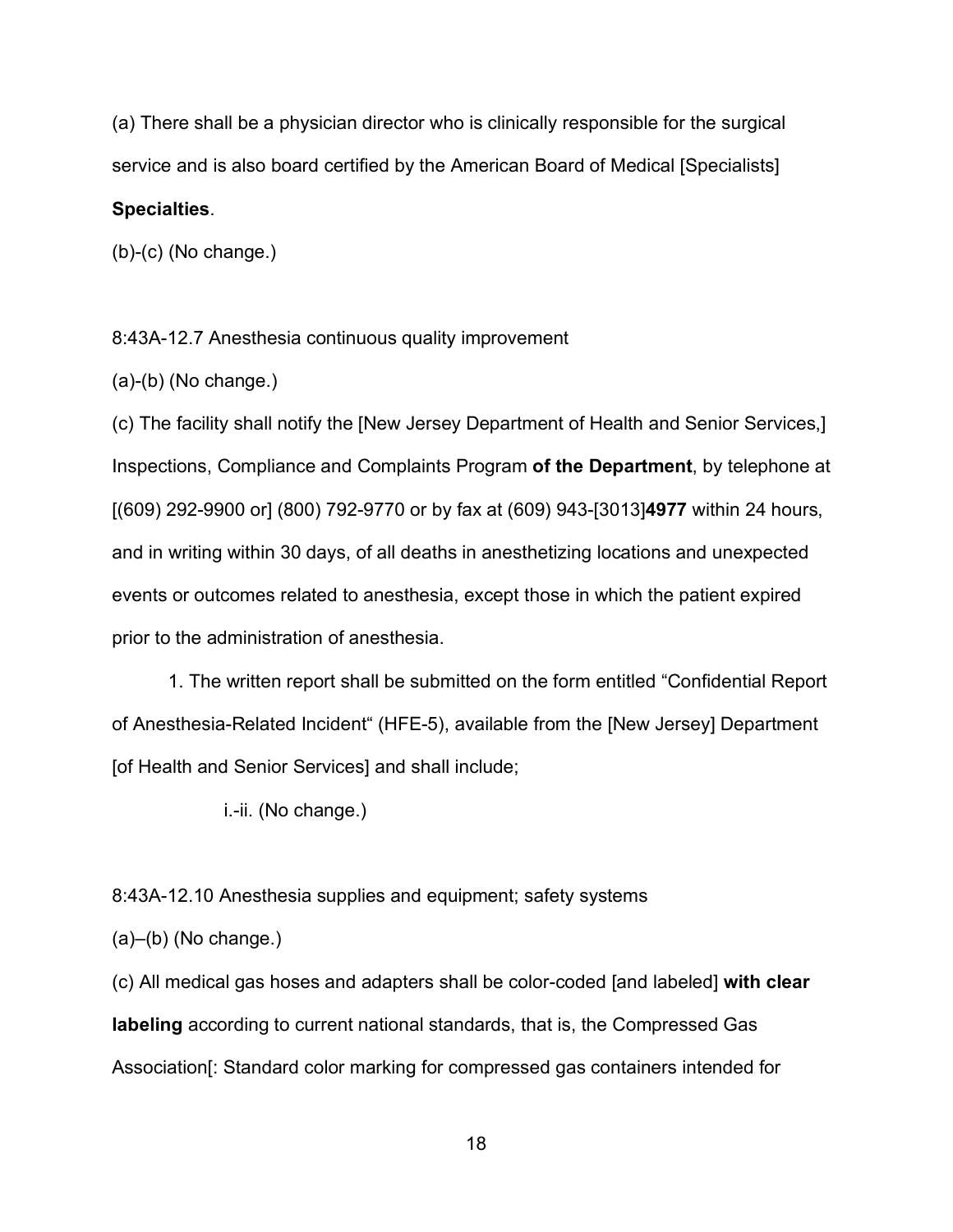(a) There shall be a physician director who is clinically responsible for the surgical service and is also board certified by the American Board of Medical [Specialists] **Specialties**.

(b)-(c) (No change.)

8:43A-12.7 Anesthesia continuous quality improvement

(a)-(b) (No change.)

(c) The facility shall notify the [New Jersey Department of Health and Senior Services,] Inspections, Compliance and Complaints Program **of the Department**, by telephone at [(609) 292-9900 or] (800) 792-9770 or by fax at (609) 943-[3013]**4977** within 24 hours, and in writing within 30 days, of all deaths in anesthetizing locations and unexpected events or outcomes related to anesthesia, except those in which the patient expired prior to the administration of anesthesia.

1. The written report shall be submitted on the form entitled "Confidential Report of Anesthesia-Related Incident" (HFE-5), available from the [New Jersey] Department [of Health and Senior Services] and shall include;

i.-ii. (No change.)

8:43A-12.10 Anesthesia supplies and equipment; safety systems

(a)–(b) (No change.)

(c) All medical gas hoses and adapters shall be color-coded [and labeled] **with clear labeling** according to current national standards, that is, the Compressed Gas Association[: Standard color marking for compressed gas containers intended for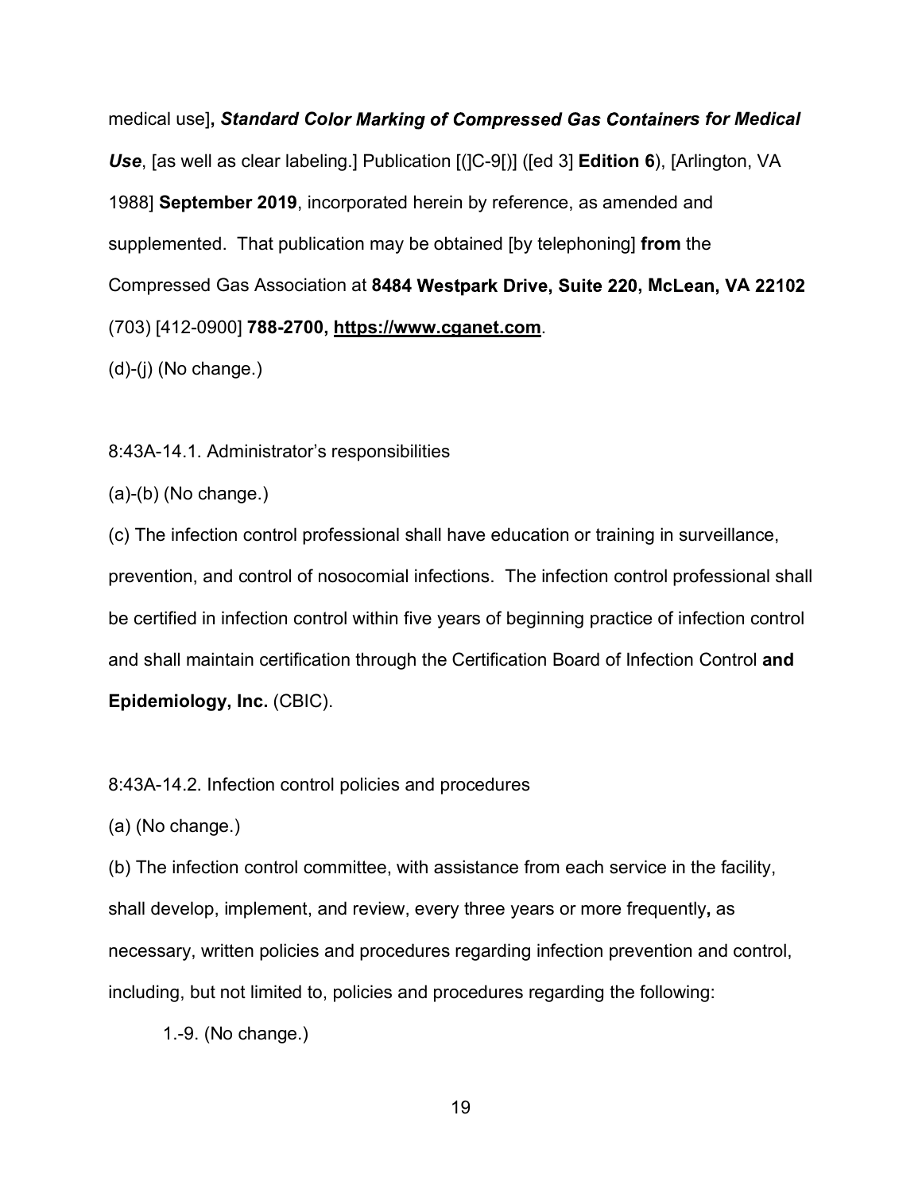medical use]**,** ***Standard Color Marking of Compressed Gas Containers for Medical Use***, [as well as clear labeling.] Publication [(]C-9[)] ([ed 3] **Edition 6**), [Arlington, VA 1988] **September 2019**, incorporated herein by reference, as amended and supplemented. That publication may be obtained [by telephoning] **from** the Compressed Gas Association at **8484 Westpark Drive, Suite 220, McLean, VA 22102** (703) [412-0900] **788-2700, <u>https://www.cganet.com</u>**.

(d)-(j) (No change.)

8:43A-14.1. Administrator's responsibilities

(a)-(b) (No change.)

(c) The infection control professional shall have education or training in surveillance, prevention, and control of nosocomial infections. The infection control professional shall be certified in infection control within five years of beginning practice of infection control and shall maintain certification through the Certification Board of Infection Control **and Epidemiology, Inc.** (CBIC).

8:43A-14.2. Infection control policies and procedures

(a) (No change.)

(b) The infection control committee, with assistance from each service in the facility, shall develop, implement, and review, every three years or more frequently**,** as necessary, written policies and procedures regarding infection prevention and control, including, but not limited to, policies and procedures regarding the following:

1.-9. (No change.)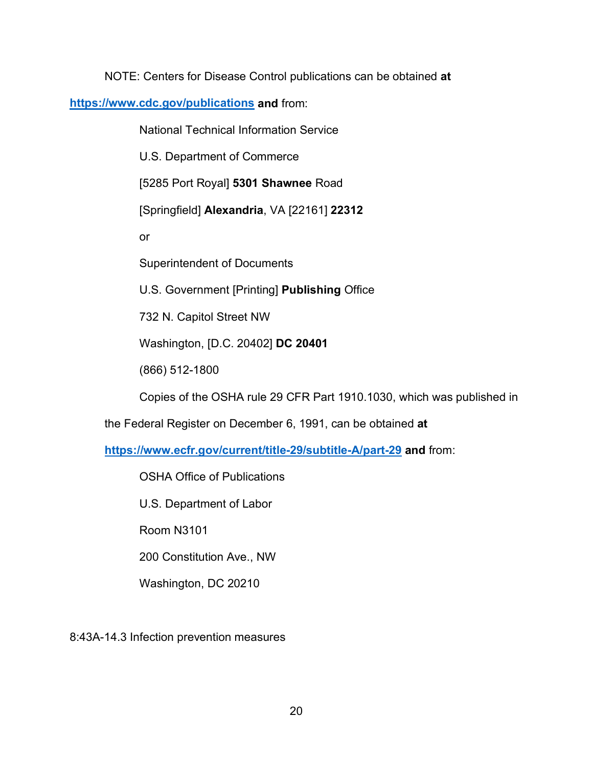NOTE: Centers for Disease Control publications can be obtained **at** **https://www.cdc.gov/publications** **and** from:

National Technical Information Service

U.S. Department of Commerce

[5285 Port Royal] **5301 Shawnee** Road

[Springfield] **Alexandria**, VA [22161] **22312**

or

Superintendent of Documents

U.S. Government [Printing] **Publishing** Office

732 N. Capitol Street NW

Washington, [D.C. 20402] **DC 20401**

(866) 512-1800

Copies of the OSHA rule 29 CFR Part 1910.1030, which was published in the Federal Register on December 6, 1991, can be obtained **at** **https://www.ecfr.gov/current/title-29/subtitle-A/part-29** **and** from:

OSHA Office of Publications

U.S. Department of Labor

Room N3101

200 Constitution Ave., NW

Washington, DC 20210

8:43A-14.3 Infection prevention measures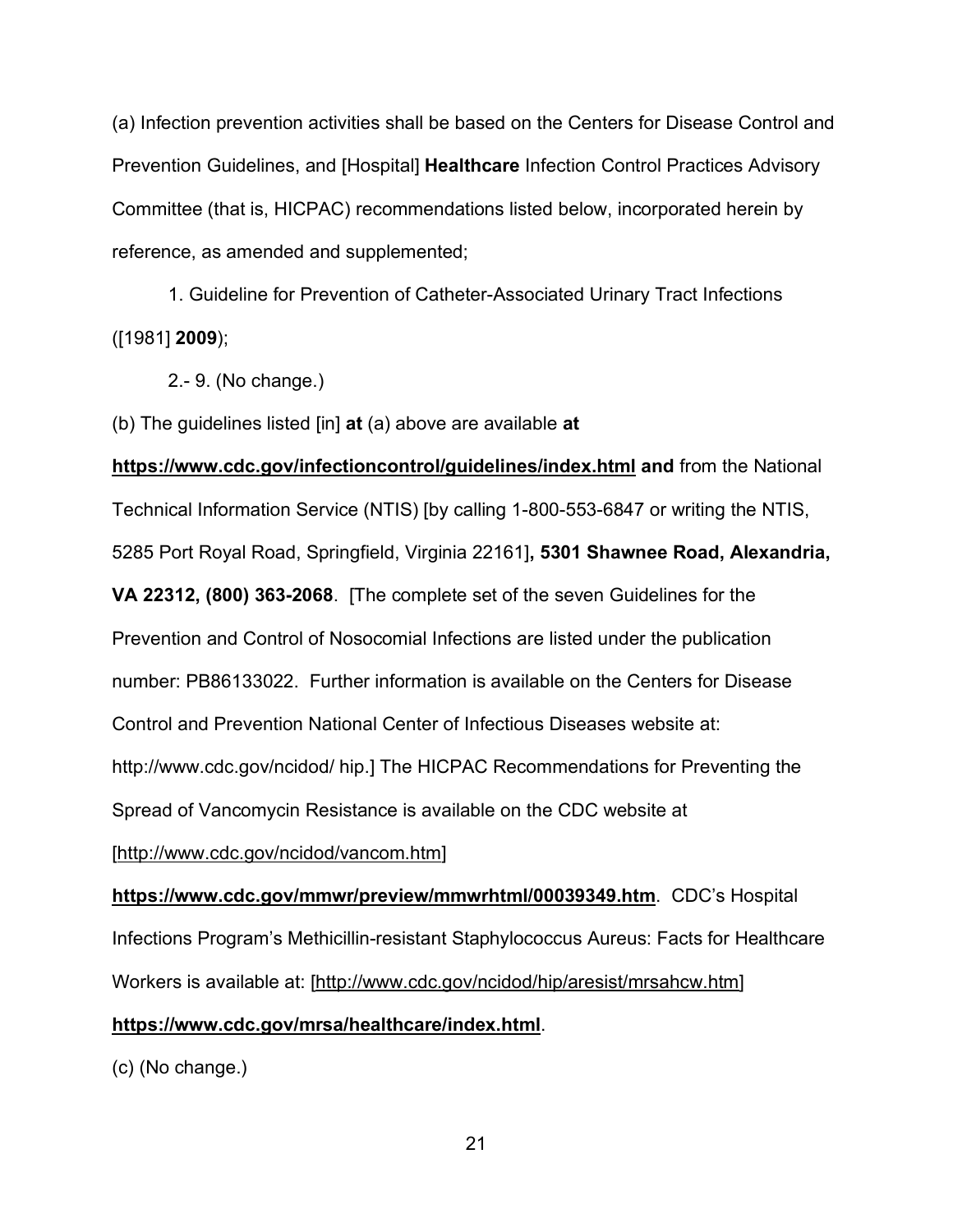(a) Infection prevention activities shall be based on the Centers for Disease Control and Prevention Guidelines, and [Hospital] **Healthcare** Infection Control Practices Advisory Committee (that is, HICPAC) recommendations listed below, incorporated herein by reference, as amended and supplemented;

1. Guideline for Prevention of Catheter-Associated Urinary Tract Infections ([1981] **2009**);

2.- 9. (No change.)

(b) The guidelines listed [in] **at** (a) above are available **at** **https://www.cdc.gov/infectioncontrol/guidelines/index.html and** from the National Technical Information Service (NTIS) [by calling 1-800-553-6847 or writing the NTIS, 5285 Port Royal Road, Springfield, Virginia 22161]**, 5301 Shawnee Road, Alexandria, VA 22312, (800) 363-2068**. [The complete set of the seven Guidelines for the Prevention and Control of Nosocomial Infections are listed under the publication number: PB86133022. Further information is available on the Centers for Disease Control and Prevention National Center of Infectious Diseases website at: http://www.cdc.gov/ncidod/ hip.] The HICPAC Recommendations for Preventing the Spread of Vancomycin Resistance is available on the CDC website at [http://www.cdc.gov/ncidod/vancom.htm] **https://www.cdc.gov/mmwr/preview/mmwrhtml/00039349.htm**. CDC's Hospital Infections Program's Methicillin-resistant Staphylococcus Aureus: Facts for Healthcare Workers is available at: [http://www.cdc.gov/ncidod/hip/aresist/mrsahcw.htm] **https://www.cdc.gov/mrsa/healthcare/index.html**.

(c) (No change.)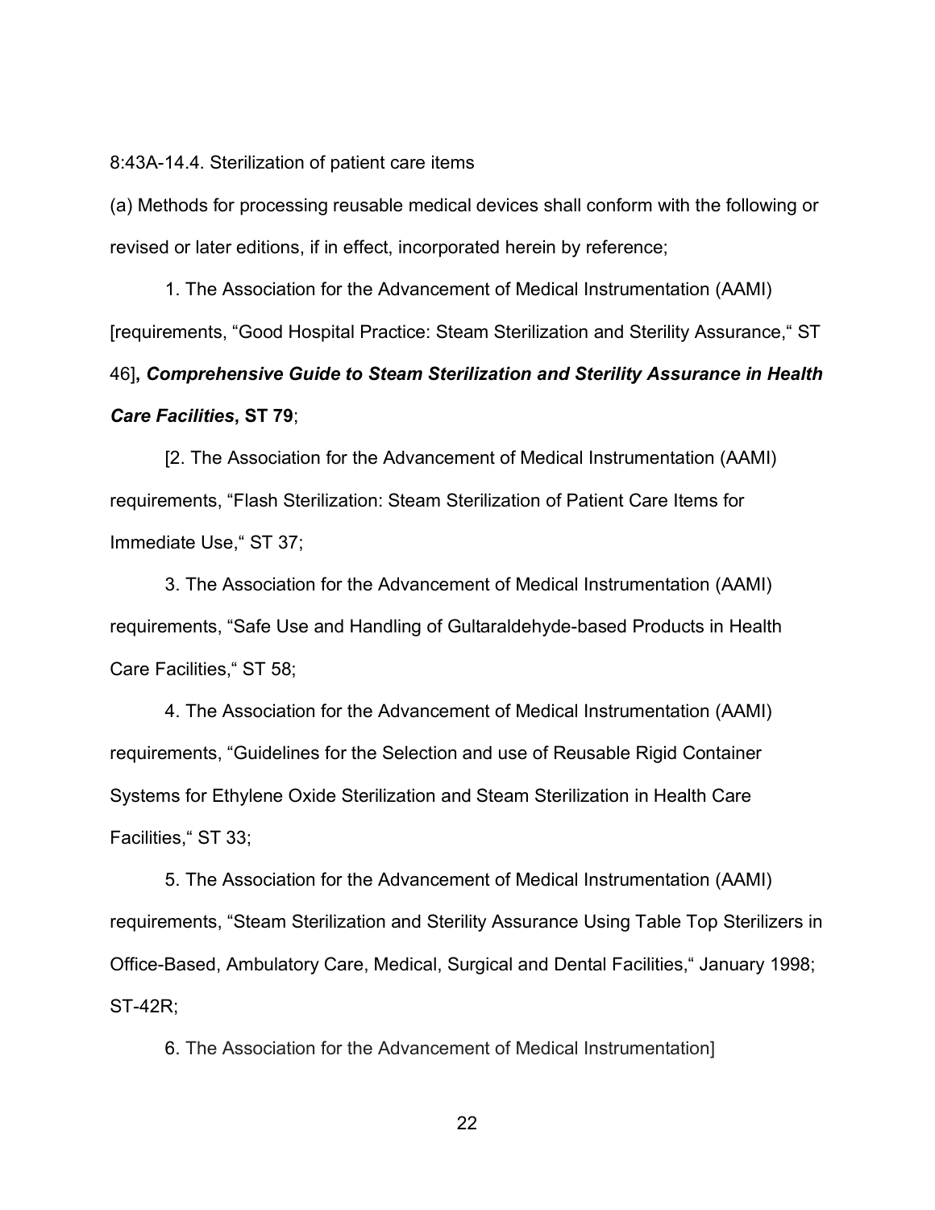8:43A-14.4. Sterilization of patient care items

(a) Methods for processing reusable medical devices shall conform with the following or revised or later editions, if in effect, incorporated herein by reference;

1. The Association for the Advancement of Medical Instrumentation (AAMI) [requirements, "Good Hospital Practice: Steam Sterilization and Sterility Assurance," ST 46]**, *Comprehensive Guide to Steam Sterilization and Sterility Assurance in Health Care Facilities*, ST 79**;

[2. The Association for the Advancement of Medical Instrumentation (AAMI) requirements, "Flash Sterilization: Steam Sterilization of Patient Care Items for Immediate Use," ST 37;

3. The Association for the Advancement of Medical Instrumentation (AAMI) requirements, "Safe Use and Handling of Gultaraldehyde-based Products in Health Care Facilities," ST 58;

4. The Association for the Advancement of Medical Instrumentation (AAMI) requirements, "Guidelines for the Selection and use of Reusable Rigid Container Systems for Ethylene Oxide Sterilization and Steam Sterilization in Health Care Facilities," ST 33;

5. The Association for the Advancement of Medical Instrumentation (AAMI) requirements, "Steam Sterilization and Sterility Assurance Using Table Top Sterilizers in Office-Based, Ambulatory Care, Medical, Surgical and Dental Facilities," January 1998; ST-42R;

6. The Association for the Advancement of Medical Instrumentation]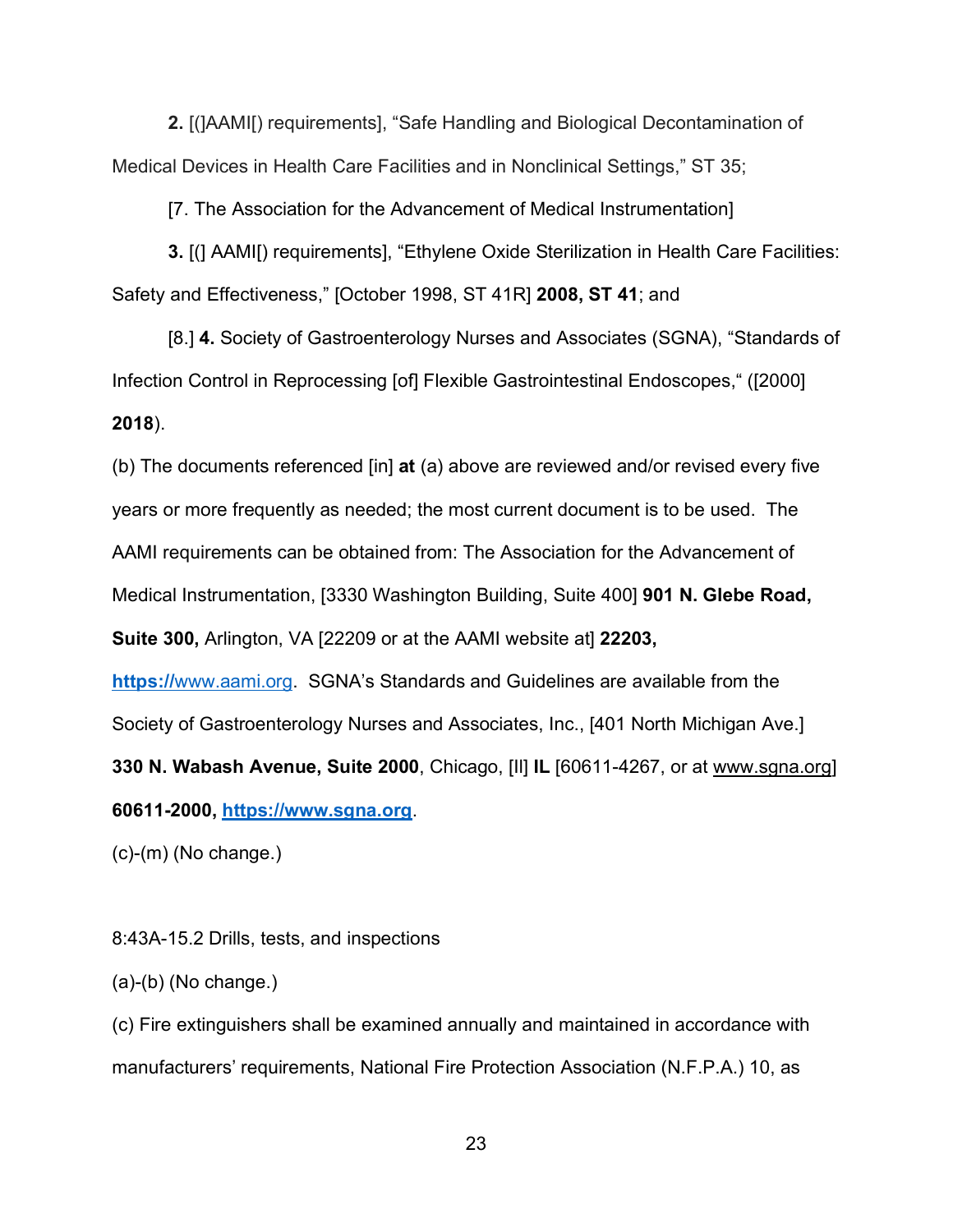**2.** [(]AAMI[) requirements], “Safe Handling and Biological Decontamination of Medical Devices in Health Care Facilities and in Nonclinical Settings,” ST 35;

[7. The Association for the Advancement of Medical Instrumentation]

**3.** [(] AAMI[) requirements], “Ethylene Oxide Sterilization in Health Care Facilities: Safety and Effectiveness,” [October 1998, ST 41R] **2008, ST 41**; and

[8.] **4.** Society of Gastroenterology Nurses and Associates (SGNA), “Standards of Infection Control in Reprocessing [of] Flexible Gastrointestinal Endoscopes,“ ([2000] **2018**).

(b) The documents referenced [in] **at** (a) above are reviewed and/or revised every five years or more frequently as needed; the most current document is to be used. The AAMI requirements can be obtained from: The Association for the Advancement of Medical Instrumentation, [3330 Washington Building, Suite 400] **901 N. Glebe Road, Suite 300,** Arlington, VA [22209 or at the AAMI website at] **22203, https://**www.aami.org. SGNA’s Standards and Guidelines are available from the Society of Gastroenterology Nurses and Associates, Inc., [401 North Michigan Ave.] **330 N. Wabash Avenue, Suite 2000**, Chicago, [Il] **IL** [60611-4267, or at www.sgna.org] **60611-2000, https://www.sgna.org**.

(c)-(m) (No change.)

8:43A-15.2 Drills, tests, and inspections

(a)-(b) (No change.)

(c) Fire extinguishers shall be examined annually and maintained in accordance with manufacturers’ requirements, National Fire Protection Association (N.F.P.A.) 10, as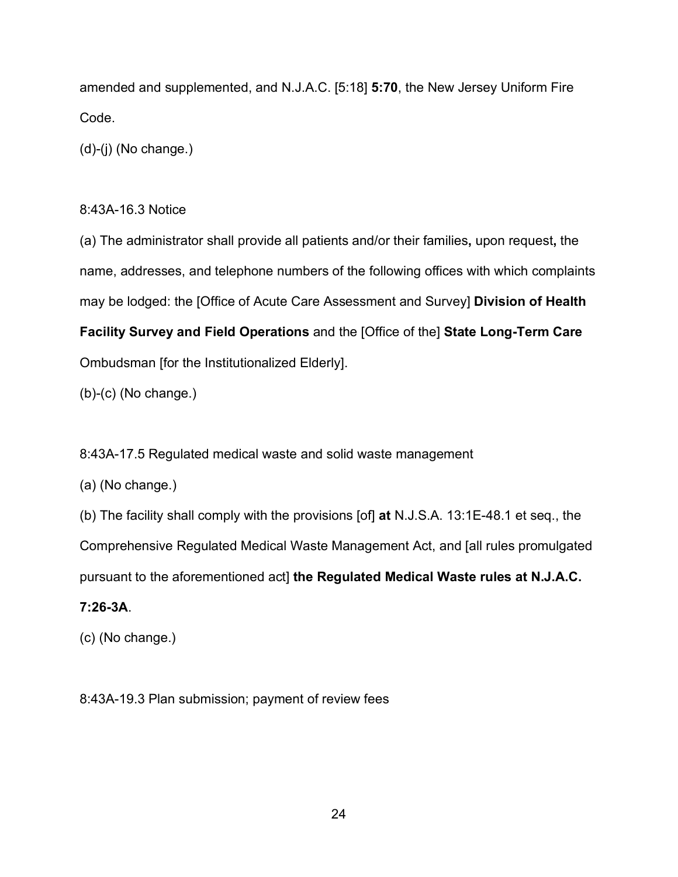amended and supplemented, and N.J.A.C. [5:18] **5:70**, the New Jersey Uniform Fire Code.

(d)-(j) (No change.)

8:43A-16.3 Notice

(a) The administrator shall provide all patients and/or their families**,** upon request**,** the name, addresses, and telephone numbers of the following offices with which complaints may be lodged: the [Office of Acute Care Assessment and Survey] **Division of Health Facility Survey and Field Operations** and the [Office of the] **State Long-Term Care** Ombudsman [for the Institutionalized Elderly].

(b)-(c) (No change.)

8:43A-17.5 Regulated medical waste and solid waste management

(a) (No change.)

(b) The facility shall comply with the provisions [of] **at** N.J.S.A. 13:1E-48.1 et seq., the Comprehensive Regulated Medical Waste Management Act, and [all rules promulgated pursuant to the aforementioned act] **the Regulated Medical Waste rules at N.J.A.C. 7:26-3A**.

(c) (No change.)

8:43A-19.3 Plan submission; payment of review fees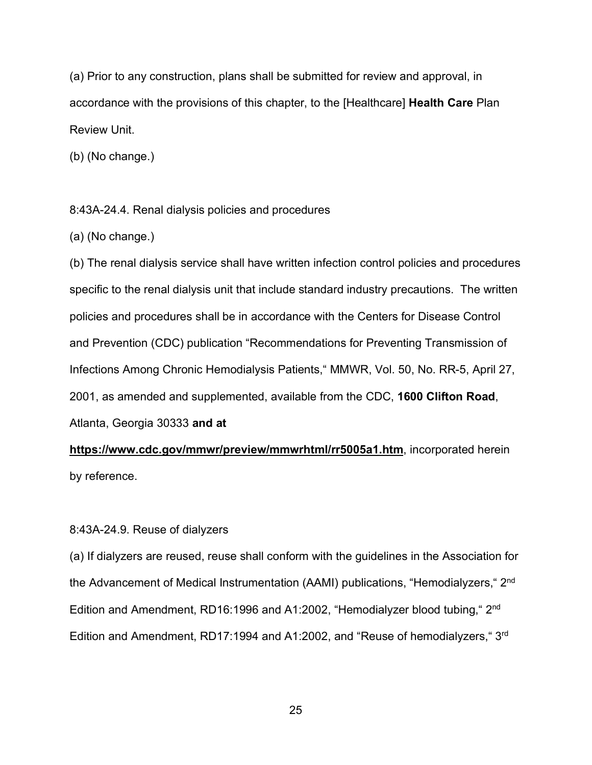(a) Prior to any construction, plans shall be submitted for review and approval, in accordance with the provisions of this chapter, to the [Healthcare] **Health Care** Plan Review Unit.

(b) (No change.)

8:43A-24.4. Renal dialysis policies and procedures

(a) (No change.)

(b) The renal dialysis service shall have written infection control policies and procedures specific to the renal dialysis unit that include standard industry precautions. The written policies and procedures shall be in accordance with the Centers for Disease Control and Prevention (CDC) publication "Recommendations for Preventing Transmission of Infections Among Chronic Hemodialysis Patients," MMWR, Vol. 50, No. RR-5, April 27, 2001, as amended and supplemented, available from the CDC, **1600 Clifton Road**, Atlanta, Georgia 30333 **and at** **<u>https://www.cdc.gov/mmwr/preview/mmwrhtml/rr5005a1.htm</u>**, incorporated herein by reference.

8:43A-24.9. Reuse of dialyzers

(a) If dialyzers are reused, reuse shall conform with the guidelines in the Association for the Advancement of Medical Instrumentation (AAMI) publications, "Hemodialyzers," 2nd Edition and Amendment, RD16:1996 and A1:2002, "Hemodialyzer blood tubing," 2nd Edition and Amendment, RD17:1994 and A1:2002, and "Reuse of hemodialyzers," 3rd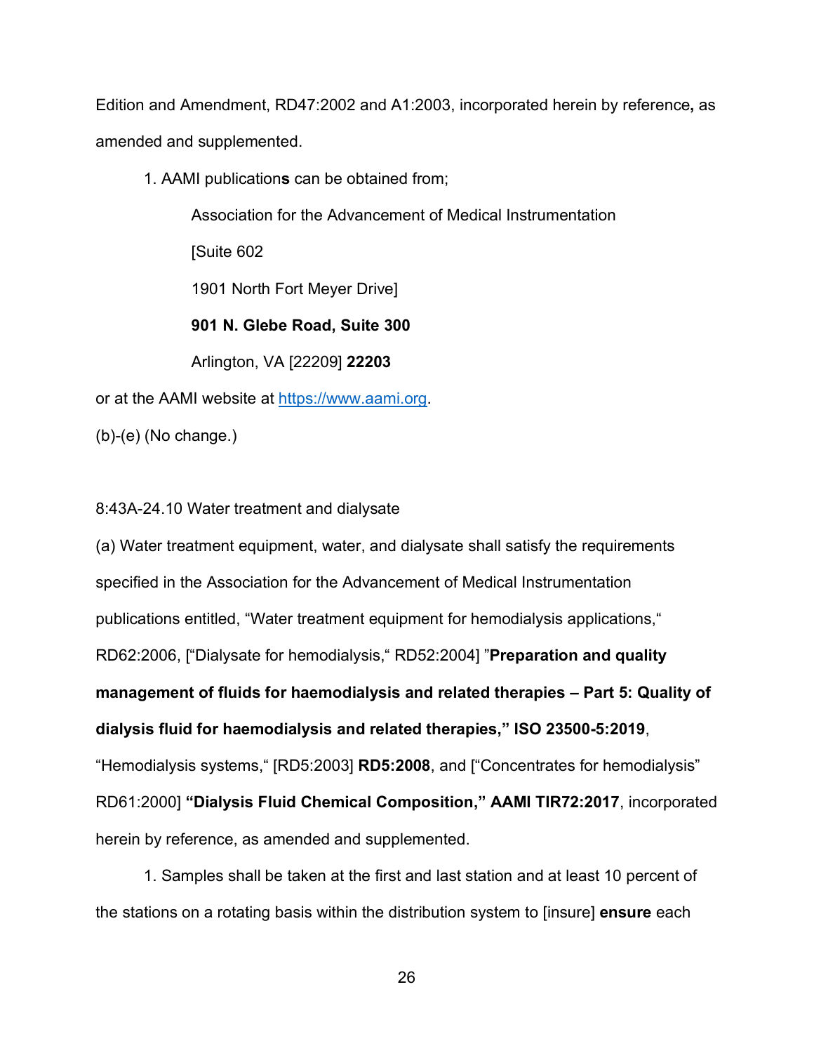Edition and Amendment, RD47:2002 and A1:2003, incorporated herein by reference**,** as amended and supplemented.

1. AAMI publication**s** can be obtained from;

   Association for the Advancement of Medical Instrumentation

   [Suite 602

   1901 North Fort Meyer Drive]

   **901 N. Glebe Road, Suite 300**

   Arlington, VA [22209] **22203**

or at the AAMI website at https://www.aami.org.

(b)-(e) (No change.)

8:43A-24.10 Water treatment and dialysate

(a) Water treatment equipment, water, and dialysate shall satisfy the requirements specified in the Association for the Advancement of Medical Instrumentation publications entitled, "Water treatment equipment for hemodialysis applications," RD62:2006, ["Dialysate for hemodialysis," RD52:2004] "**Preparation and quality management of fluids for haemodialysis and related therapies – Part 5: Quality of dialysis fluid for haemodialysis and related therapies," ISO 23500-5:2019**, "Hemodialysis systems," [RD5:2003] **RD5:2008**, and ["Concentrates for hemodialysis" RD61:2000] **"Dialysis Fluid Chemical Composition," AAMI TIR72:2017**, incorporated herein by reference, as amended and supplemented.

1. Samples shall be taken at the first and last station and at least 10 percent of the stations on a rotating basis within the distribution system to [insure] **ensure** each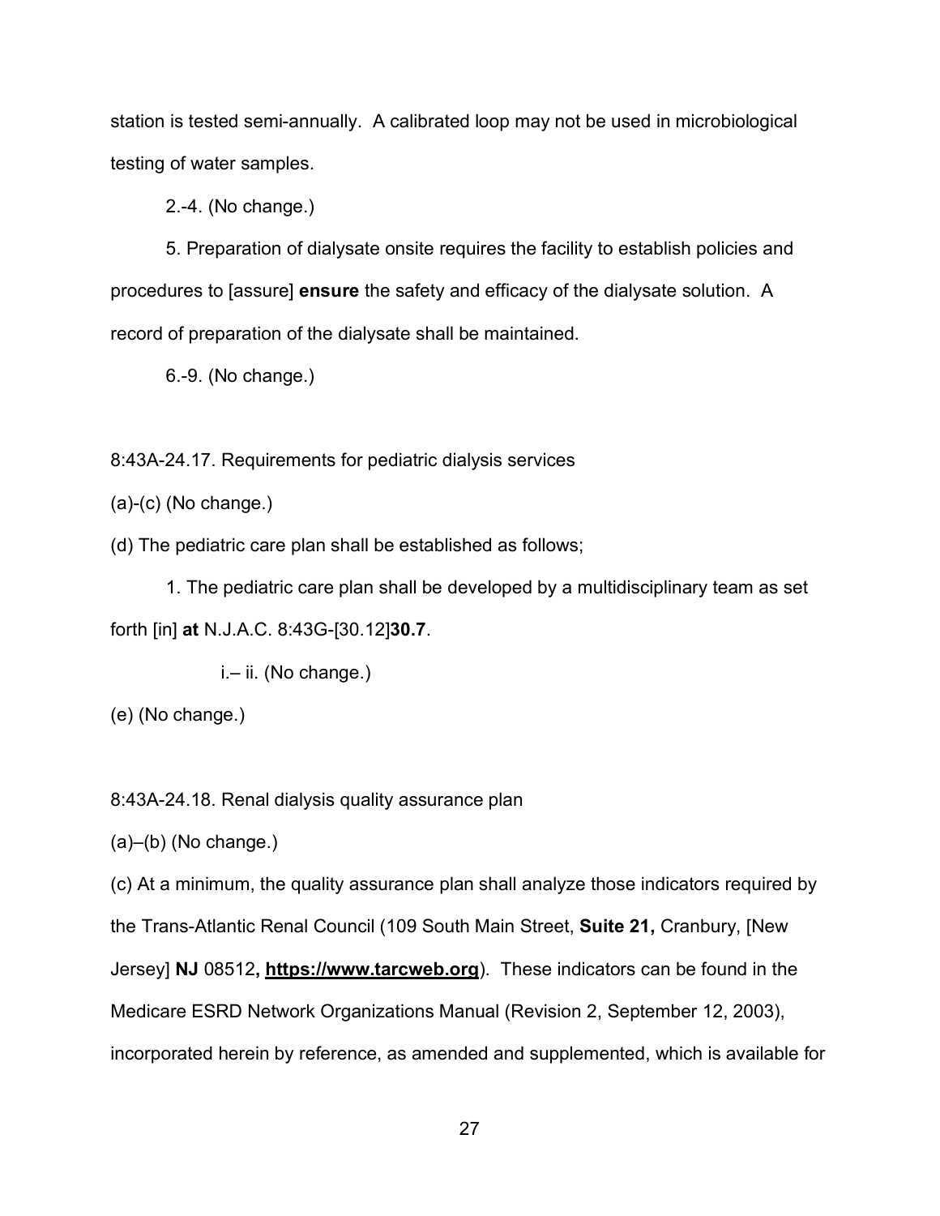station is tested semi-annually. A calibrated loop may not be used in microbiological testing of water samples.

2.-4. (No change.)

5. Preparation of dialysate onsite requires the facility to establish policies and procedures to [assure] **ensure** the safety and efficacy of the dialysate solution. A record of preparation of the dialysate shall be maintained.

6.-9. (No change.)

8:43A-24.17. Requirements for pediatric dialysis services

(a)-(c) (No change.)

(d) The pediatric care plan shall be established as follows;

1. The pediatric care plan shall be developed by a multidisciplinary team as set forth [in] **at** N.J.A.C. 8:43G-[30.12]**30.7**.

i.– ii. (No change.)

(e) (No change.)

8:43A-24.18. Renal dialysis quality assurance plan

(a)–(b) (No change.)

(c) At a minimum, the quality assurance plan shall analyze those indicators required by the Trans-Atlantic Renal Council (109 South Main Street, **Suite 21,** Cranbury, [New Jersey] **NJ** 08512**, <u>https://www.tarcweb.org</u>**). These indicators can be found in the Medicare ESRD Network Organizations Manual (Revision 2, September 12, 2003), incorporated herein by reference, as amended and supplemented, which is available for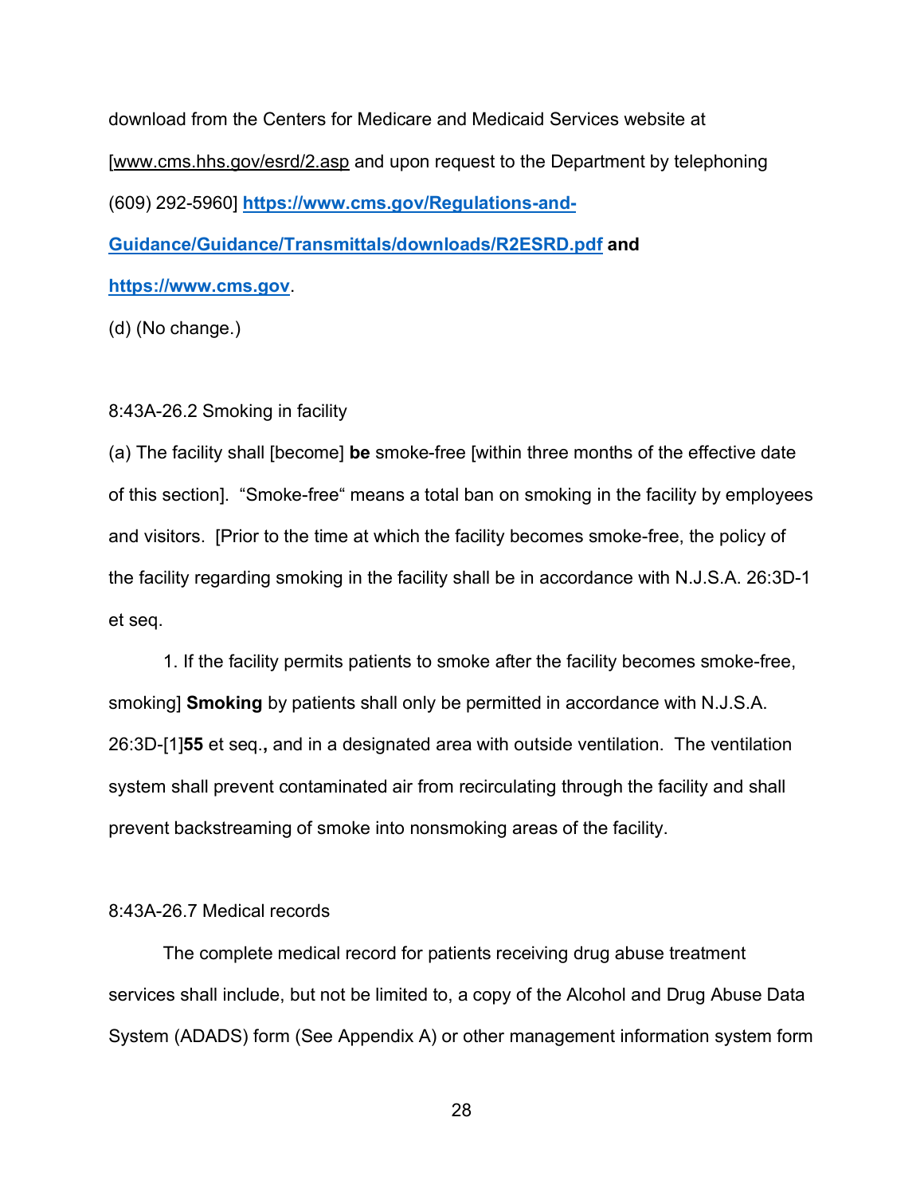download from the Centers for Medicare and Medicaid Services website at [www.cms.hhs.gov/esrd/2.asp and upon request to the Department by telephoning (609) 292-5960] **https://www.cms.gov/Regulations-and-Guidance/Guidance/Transmittals/downloads/R2ESRD.pdf and https://www.cms.gov**.

(d) (No change.)

8:43A-26.2 Smoking in facility

(a) The facility shall [become] **be** smoke-free [within three months of the effective date of this section]. "Smoke-free" means a total ban on smoking in the facility by employees and visitors. [Prior to the time at which the facility becomes smoke-free, the policy of the facility regarding smoking in the facility shall be in accordance with N.J.S.A. 26:3D-1 et seq.

1. If the facility permits patients to smoke after the facility becomes smoke-free, smoking] **Smoking** by patients shall only be permitted in accordance with N.J.S.A. 26:3D-[1]**55** et seq.**,** and in a designated area with outside ventilation. The ventilation system shall prevent contaminated air from recirculating through the facility and shall prevent backstreaming of smoke into nonsmoking areas of the facility.

8:43A-26.7 Medical records

The complete medical record for patients receiving drug abuse treatment services shall include, but not be limited to, a copy of the Alcohol and Drug Abuse Data System (ADADS) form (See Appendix A) or other management information system form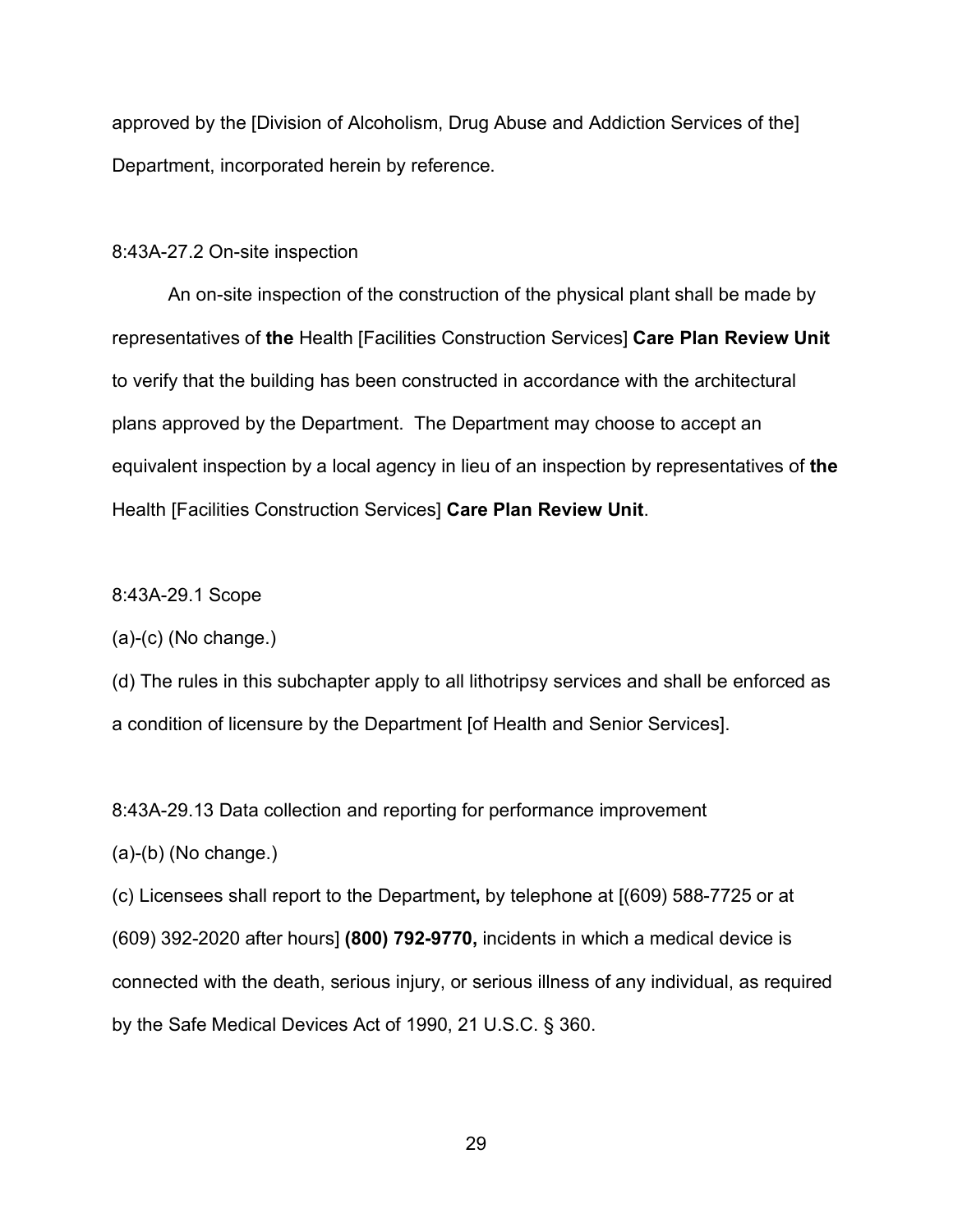approved by the [Division of Alcoholism, Drug Abuse and Addiction Services of the] Department, incorporated herein by reference.

8:43A-27.2 On-site inspection

An on-site inspection of the construction of the physical plant shall be made by representatives of **the** Health [Facilities Construction Services] **Care Plan Review Unit** to verify that the building has been constructed in accordance with the architectural plans approved by the Department. The Department may choose to accept an equivalent inspection by a local agency in lieu of an inspection by representatives of **the** Health [Facilities Construction Services] **Care Plan Review Unit**.

8:43A-29.1 Scope

(a)-(c) (No change.)

(d) The rules in this subchapter apply to all lithotripsy services and shall be enforced as a condition of licensure by the Department [of Health and Senior Services].

8:43A-29.13 Data collection and reporting for performance improvement

(a)-(b) (No change.)

(c) Licensees shall report to the Department**,** by telephone at [(609) 588-7725 or at (609) 392-2020 after hours] **(800) 792-9770,** incidents in which a medical device is connected with the death, serious injury, or serious illness of any individual, as required by the Safe Medical Devices Act of 1990, 21 U.S.C. § 360.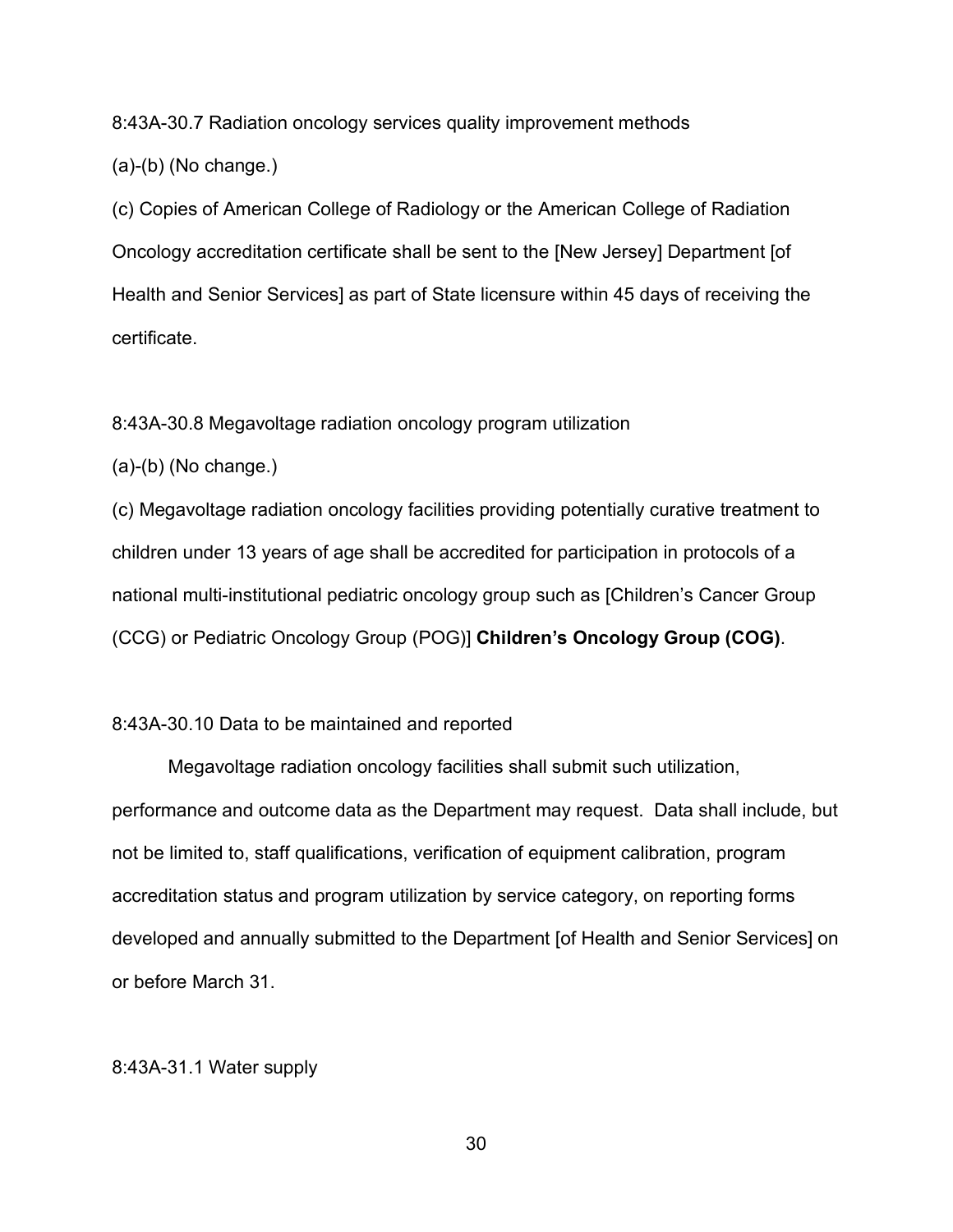8:43A-30.7 Radiation oncology services quality improvement methods

(a)-(b) (No change.)

(c) Copies of American College of Radiology or the American College of Radiation Oncology accreditation certificate shall be sent to the [New Jersey] Department [of Health and Senior Services] as part of State licensure within 45 days of receiving the certificate.

8:43A-30.8 Megavoltage radiation oncology program utilization

(a)-(b) (No change.)

(c) Megavoltage radiation oncology facilities providing potentially curative treatment to children under 13 years of age shall be accredited for participation in protocols of a national multi-institutional pediatric oncology group such as [Children's Cancer Group (CCG) or Pediatric Oncology Group (POG)] **Children's Oncology Group (COG)**.

8:43A-30.10 Data to be maintained and reported

Megavoltage radiation oncology facilities shall submit such utilization, performance and outcome data as the Department may request. Data shall include, but not be limited to, staff qualifications, verification of equipment calibration, program accreditation status and program utilization by service category, on reporting forms developed and annually submitted to the Department [of Health and Senior Services] on or before March 31.

8:43A-31.1 Water supply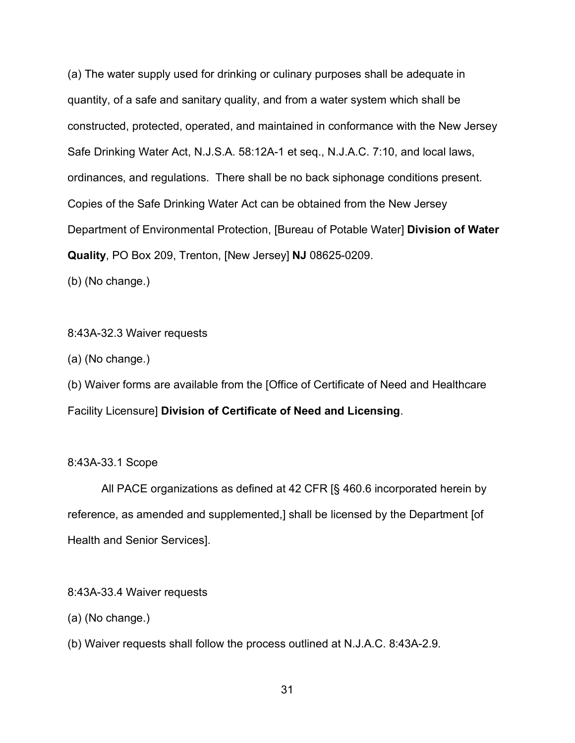(a) The water supply used for drinking or culinary purposes shall be adequate in quantity, of a safe and sanitary quality, and from a water system which shall be constructed, protected, operated, and maintained in conformance with the New Jersey Safe Drinking Water Act, N.J.S.A. 58:12A-1 et seq., N.J.A.C. 7:10, and local laws, ordinances, and regulations. There shall be no back siphonage conditions present. Copies of the Safe Drinking Water Act can be obtained from the New Jersey Department of Environmental Protection, [Bureau of Potable Water] **Division of Water Quality**, PO Box 209, Trenton, [New Jersey] **NJ** 08625-0209.

(b) (No change.)

8:43A-32.3 Waiver requests

(a) (No change.)

(b) Waiver forms are available from the [Office of Certificate of Need and Healthcare Facility Licensure] **Division of Certificate of Need and Licensing**.

8:43A-33.1 Scope

All PACE organizations as defined at 42 CFR [§ 460.6 incorporated herein by reference, as amended and supplemented,] shall be licensed by the Department [of Health and Senior Services].

8:43A-33.4 Waiver requests

(a) (No change.)

(b) Waiver requests shall follow the process outlined at N.J.A.C. 8:43A-2.9.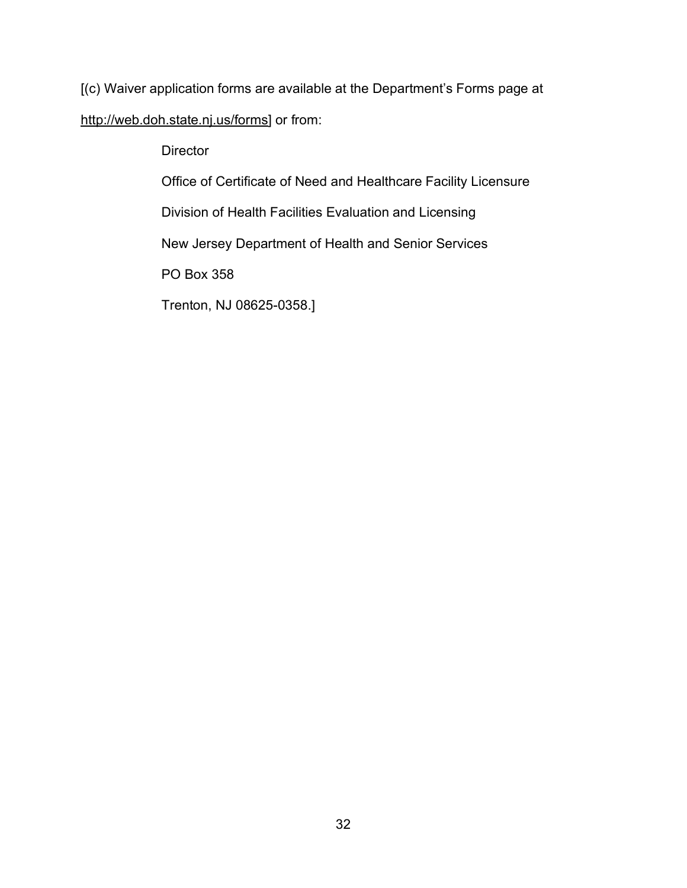[(c) Waiver application forms are available at the Department's Forms page at http://web.doh.state.nj.us/forms] or from:

Director

Office of Certificate of Need and Healthcare Facility Licensure

Division of Health Facilities Evaluation and Licensing

New Jersey Department of Health and Senior Services

PO Box 358

Trenton, NJ 08625-0358.]